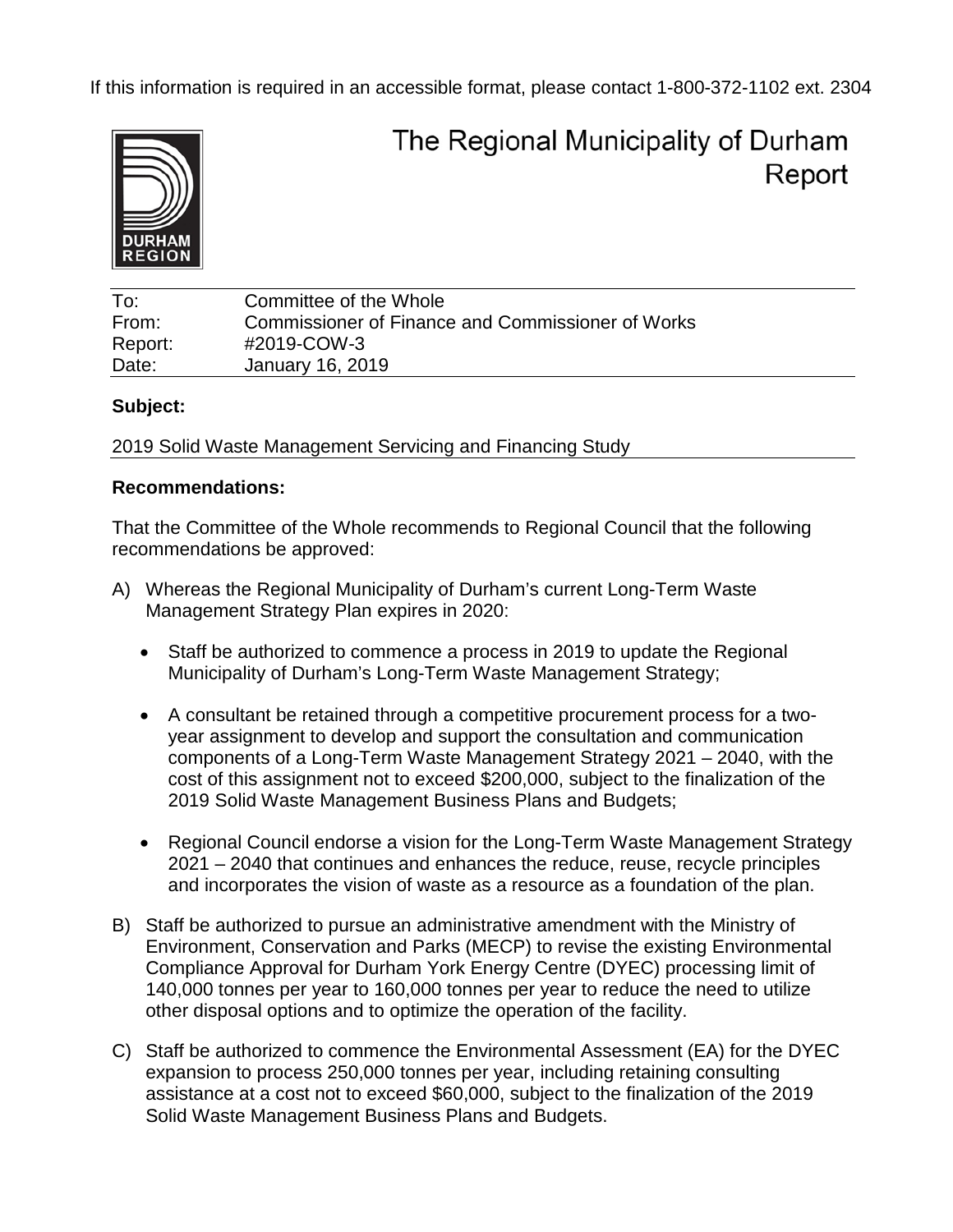If this information is required in an accessible format, please contact 1-800-372-1102 ext. 2304

# The Regional Municipality of Durham Report

| | |
|---|---|
| To: | Committee of the Whole |
| From: | Commissioner of Finance and Commissioner of Works |
| Report: | #2019-COW-3 |
| Date: | January 16, 2019 |

## Subject:

2019 Solid Waste Management Servicing and Financing Study

## Recommendations:

That the Committee of the Whole recommends to Regional Council that the following recommendations be approved:

A) Whereas the Regional Municipality of Durham's current Long-Term Waste Management Strategy Plan expires in 2020:

- Staff be authorized to commence a process in 2019 to update the Regional Municipality of Durham's Long-Term Waste Management Strategy;
- A consultant be retained through a competitive procurement process for a two-year assignment to develop and support the consultation and communication components of a Long-Term Waste Management Strategy 2021 – 2040, with the cost of this assignment not to exceed $200,000, subject to the finalization of the 2019 Solid Waste Management Business Plans and Budgets;
- Regional Council endorse a vision for the Long-Term Waste Management Strategy 2021 – 2040 that continues and enhances the reduce, reuse, recycle principles and incorporates the vision of waste as a resource as a foundation of the plan.

B) Staff be authorized to pursue an administrative amendment with the Ministry of Environment, Conservation and Parks (MECP) to revise the existing Environmental Compliance Approval for Durham York Energy Centre (DYEC) processing limit of 140,000 tonnes per year to 160,000 tonnes per year to reduce the need to utilize other disposal options and to optimize the operation of the facility.

C) Staff be authorized to commence the Environmental Assessment (EA) for the DYEC expansion to process 250,000 tonnes per year, including retaining consulting assistance at a cost not to exceed $60,000, subject to the finalization of the 2019 Solid Waste Management Business Plans and Budgets.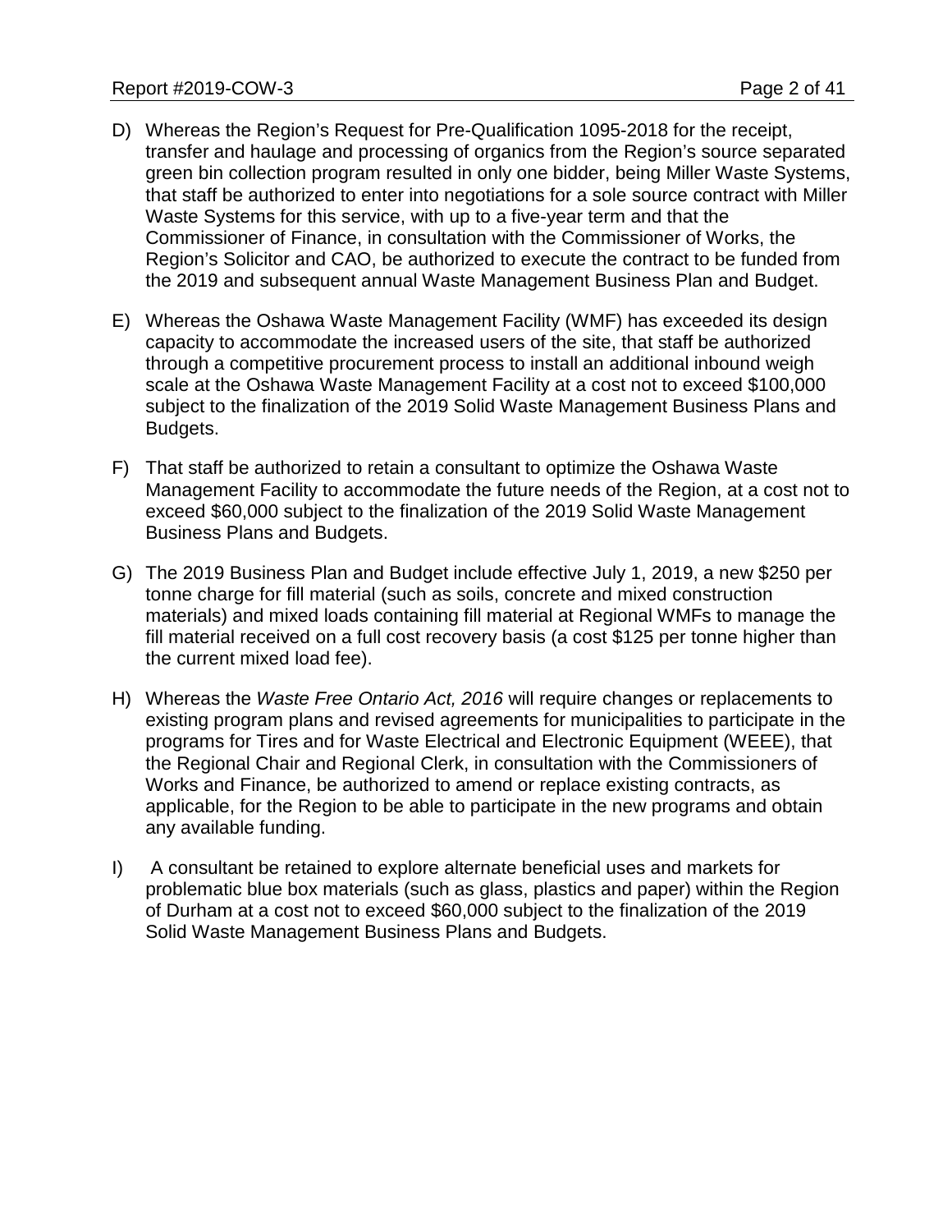D) Whereas the Region's Request for Pre-Qualification 1095-2018 for the receipt, transfer and haulage and processing of organics from the Region's source separated green bin collection program resulted in only one bidder, being Miller Waste Systems, that staff be authorized to enter into negotiations for a sole source contract with Miller Waste Systems for this service, with up to a five-year term and that the Commissioner of Finance, in consultation with the Commissioner of Works, the Region's Solicitor and CAO, be authorized to execute the contract to be funded from the 2019 and subsequent annual Waste Management Business Plan and Budget.

E) Whereas the Oshawa Waste Management Facility (WMF) has exceeded its design capacity to accommodate the increased users of the site, that staff be authorized through a competitive procurement process to install an additional inbound weigh scale at the Oshawa Waste Management Facility at a cost not to exceed $100,000 subject to the finalization of the 2019 Solid Waste Management Business Plans and Budgets.

F) That staff be authorized to retain a consultant to optimize the Oshawa Waste Management Facility to accommodate the future needs of the Region, at a cost not to exceed $60,000 subject to the finalization of the 2019 Solid Waste Management Business Plans and Budgets.

G) The 2019 Business Plan and Budget include effective July 1, 2019, a new $250 per tonne charge for fill material (such as soils, concrete and mixed construction materials) and mixed loads containing fill material at Regional WMFs to manage the fill material received on a full cost recovery basis (a cost $125 per tonne higher than the current mixed load fee).

H) Whereas the *Waste Free Ontario Act, 2016* will require changes or replacements to existing program plans and revised agreements for municipalities to participate in the programs for Tires and for Waste Electrical and Electronic Equipment (WEEE), that the Regional Chair and Regional Clerk, in consultation with the Commissioners of Works and Finance, be authorized to amend or replace existing contracts, as applicable, for the Region to be able to participate in the new programs and obtain any available funding.

I) A consultant be retained to explore alternate beneficial uses and markets for problematic blue box materials (such as glass, plastics and paper) within the Region of Durham at a cost not to exceed $60,000 subject to the finalization of the 2019 Solid Waste Management Business Plans and Budgets.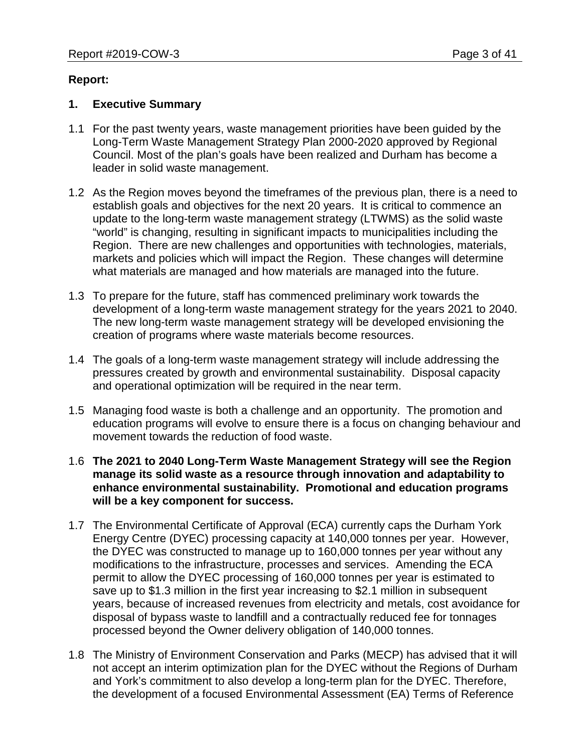**Report:**

## 1. Executive Summary

1.1 For the past twenty years, waste management priorities have been guided by the Long-Term Waste Management Strategy Plan 2000-2020 approved by Regional Council. Most of the plan's goals have been realized and Durham has become a leader in solid waste management.

1.2 As the Region moves beyond the timeframes of the previous plan, there is a need to establish goals and objectives for the next 20 years. It is critical to commence an update to the long-term waste management strategy (LTWMS) as the solid waste "world" is changing, resulting in significant impacts to municipalities including the Region. There are new challenges and opportunities with technologies, materials, markets and policies which will impact the Region. These changes will determine what materials are managed and how materials are managed into the future.

1.3 To prepare for the future, staff has commenced preliminary work towards the development of a long-term waste management strategy for the years 2021 to 2040. The new long-term waste management strategy will be developed envisioning the creation of programs where waste materials become resources.

1.4 The goals of a long-term waste management strategy will include addressing the pressures created by growth and environmental sustainability. Disposal capacity and operational optimization will be required in the near term.

1.5 Managing food waste is both a challenge and an opportunity. The promotion and education programs will evolve to ensure there is a focus on changing behaviour and movement towards the reduction of food waste.

1.6 **The 2021 to 2040 Long-Term Waste Management Strategy will see the Region manage its solid waste as a resource through innovation and adaptability to enhance environmental sustainability. Promotional and education programs will be a key component for success.**

1.7 The Environmental Certificate of Approval (ECA) currently caps the Durham York Energy Centre (DYEC) processing capacity at 140,000 tonnes per year. However, the DYEC was constructed to manage up to 160,000 tonnes per year without any modifications to the infrastructure, processes and services. Amending the ECA permit to allow the DYEC processing of 160,000 tonnes per year is estimated to save up to $1.3 million in the first year increasing to $2.1 million in subsequent years, because of increased revenues from electricity and metals, cost avoidance for disposal of bypass waste to landfill and a contractually reduced fee for tonnages processed beyond the Owner delivery obligation of 140,000 tonnes.

1.8 The Ministry of Environment Conservation and Parks (MECP) has advised that it will not accept an interim optimization plan for the DYEC without the Regions of Durham and York's commitment to also develop a long-term plan for the DYEC. Therefore, the development of a focused Environmental Assessment (EA) Terms of Reference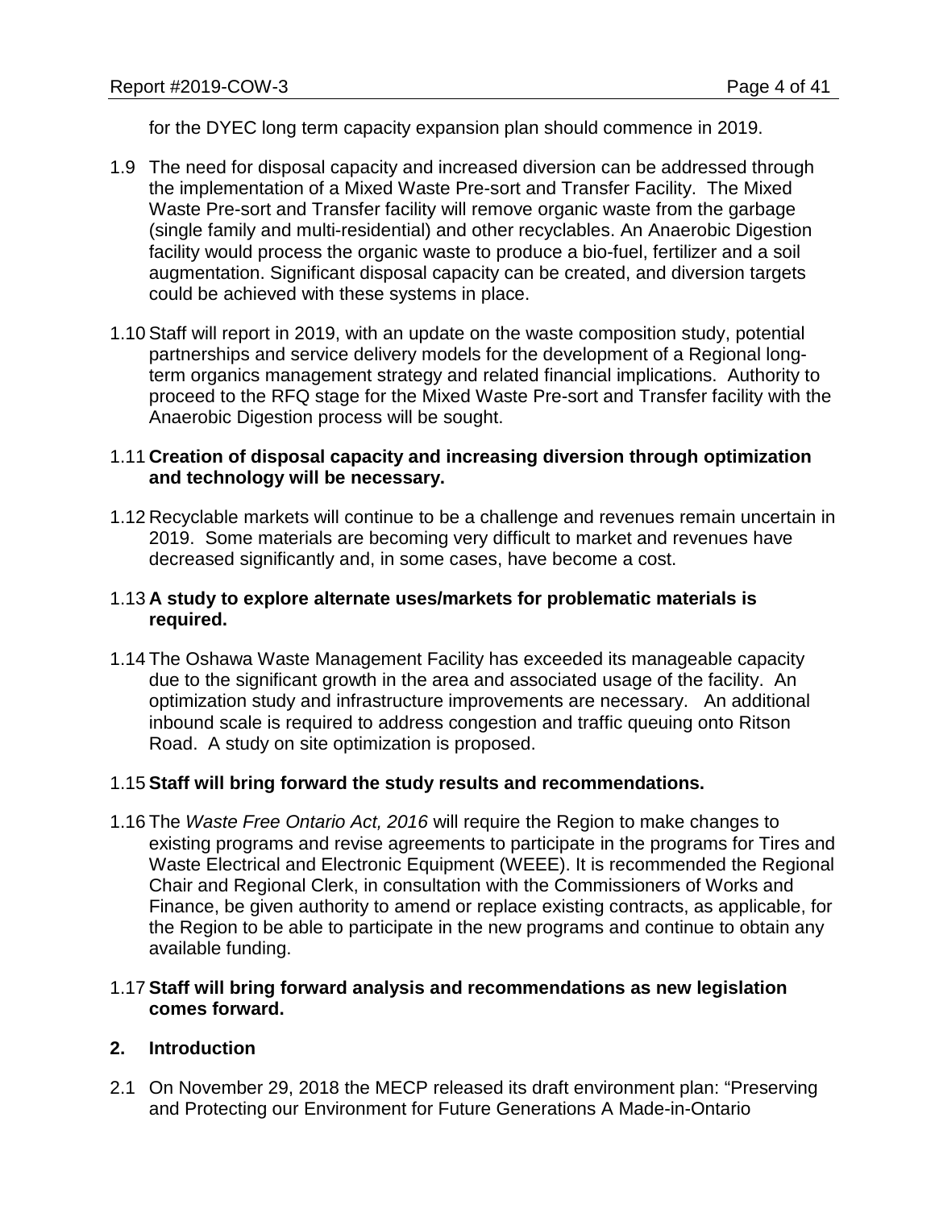for the DYEC long term capacity expansion plan should commence in 2019.

1.9 The need for disposal capacity and increased diversion can be addressed through the implementation of a Mixed Waste Pre-sort and Transfer Facility. The Mixed Waste Pre-sort and Transfer facility will remove organic waste from the garbage (single family and multi-residential) and other recyclables. An Anaerobic Digestion facility would process the organic waste to produce a bio-fuel, fertilizer and a soil augmentation. Significant disposal capacity can be created, and diversion targets could be achieved with these systems in place.

1.10 Staff will report in 2019, with an update on the waste composition study, potential partnerships and service delivery models for the development of a Regional long-term organics management strategy and related financial implications. Authority to proceed to the RFQ stage for the Mixed Waste Pre-sort and Transfer facility with the Anaerobic Digestion process will be sought.

1.11 **Creation of disposal capacity and increasing diversion through optimization and technology will be necessary.**

1.12 Recyclable markets will continue to be a challenge and revenues remain uncertain in 2019. Some materials are becoming very difficult to market and revenues have decreased significantly and, in some cases, have become a cost.

1.13 **A study to explore alternate uses/markets for problematic materials is required.**

1.14 The Oshawa Waste Management Facility has exceeded its manageable capacity due to the significant growth in the area and associated usage of the facility. An optimization study and infrastructure improvements are necessary. An additional inbound scale is required to address congestion and traffic queuing onto Ritson Road. A study on site optimization is proposed.

1.15 **Staff will bring forward the study results and recommendations.**

1.16 The *Waste Free Ontario Act, 2016* will require the Region to make changes to existing programs and revise agreements to participate in the programs for Tires and Waste Electrical and Electronic Equipment (WEEE). It is recommended the Regional Chair and Regional Clerk, in consultation with the Commissioners of Works and Finance, be given authority to amend or replace existing contracts, as applicable, for the Region to be able to participate in the new programs and continue to obtain any available funding.

1.17 **Staff will bring forward analysis and recommendations as new legislation comes forward.**

## 2. Introduction

2.1 On November 29, 2018 the MECP released its draft environment plan: "Preserving and Protecting our Environment for Future Generations A Made-in-Ontario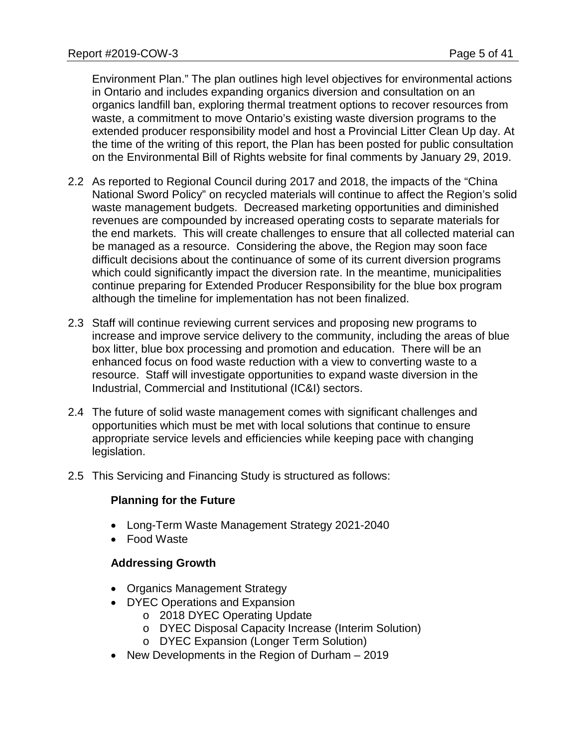Environment Plan." The plan outlines high level objectives for environmental actions in Ontario and includes expanding organics diversion and consultation on an organics landfill ban, exploring thermal treatment options to recover resources from waste, a commitment to move Ontario's existing waste diversion programs to the extended producer responsibility model and host a Provincial Litter Clean Up day. At the time of the writing of this report, the Plan has been posted for public consultation on the Environmental Bill of Rights website for final comments by January 29, 2019.

2.2 As reported to Regional Council during 2017 and 2018, the impacts of the "China National Sword Policy" on recycled materials will continue to affect the Region's solid waste management budgets. Decreased marketing opportunities and diminished revenues are compounded by increased operating costs to separate materials for the end markets. This will create challenges to ensure that all collected material can be managed as a resource. Considering the above, the Region may soon face difficult decisions about the continuance of some of its current diversion programs which could significantly impact the diversion rate. In the meantime, municipalities continue preparing for Extended Producer Responsibility for the blue box program although the timeline for implementation has not been finalized.

2.3 Staff will continue reviewing current services and proposing new programs to increase and improve service delivery to the community, including the areas of blue box litter, blue box processing and promotion and education. There will be an enhanced focus on food waste reduction with a view to converting waste to a resource. Staff will investigate opportunities to expand waste diversion in the Industrial, Commercial and Institutional (IC&I) sectors.

2.4 The future of solid waste management comes with significant challenges and opportunities which must be met with local solutions that continue to ensure appropriate service levels and efficiencies while keeping pace with changing legislation.

2.5 This Servicing and Financing Study is structured as follows:

**Planning for the Future**

- Long-Term Waste Management Strategy 2021-2040
- Food Waste

**Addressing Growth**

- Organics Management Strategy
- DYEC Operations and Expansion
  - 2018 DYEC Operating Update
  - DYEC Disposal Capacity Increase (Interim Solution)
  - DYEC Expansion (Longer Term Solution)
- New Developments in the Region of Durham – 2019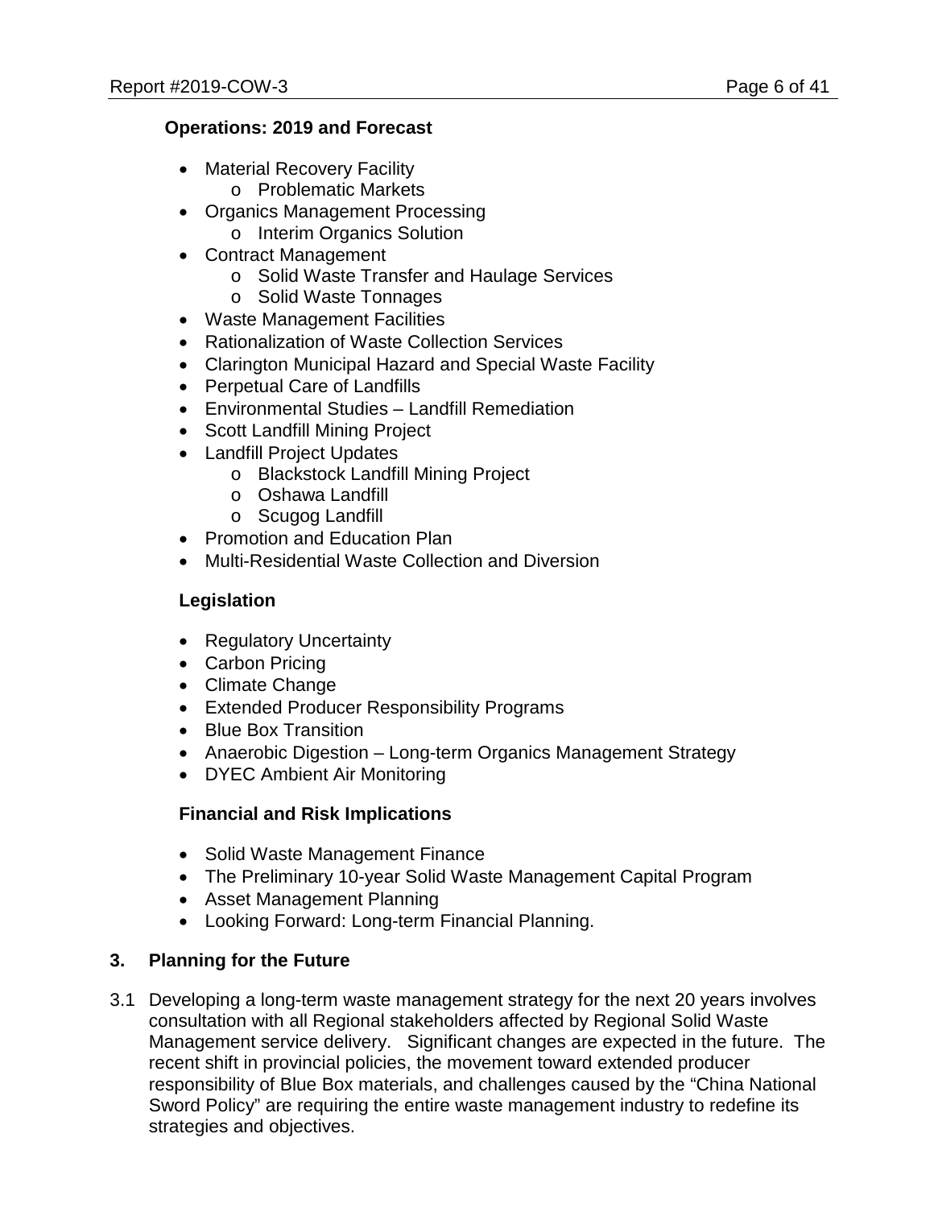**Operations: 2019 and Forecast**

- Material Recovery Facility
  - Problematic Markets
- Organics Management Processing
  - Interim Organics Solution
- Contract Management
  - Solid Waste Transfer and Haulage Services
  - Solid Waste Tonnages
- Waste Management Facilities
- Rationalization of Waste Collection Services
- Clarington Municipal Hazard and Special Waste Facility
- Perpetual Care of Landfills
- Environmental Studies – Landfill Remediation
- Scott Landfill Mining Project
- Landfill Project Updates
  - Blackstock Landfill Mining Project
  - Oshawa Landfill
  - Scugog Landfill
- Promotion and Education Plan
- Multi-Residential Waste Collection and Diversion

**Legislation**

- Regulatory Uncertainty
- Carbon Pricing
- Climate Change
- Extended Producer Responsibility Programs
- Blue Box Transition
- Anaerobic Digestion – Long-term Organics Management Strategy
- DYEC Ambient Air Monitoring

**Financial and Risk Implications**

- Solid Waste Management Finance
- The Preliminary 10-year Solid Waste Management Capital Program
- Asset Management Planning
- Looking Forward: Long-term Financial Planning.

## 3. Planning for the Future

3.1 Developing a long-term waste management strategy for the next 20 years involves consultation with all Regional stakeholders affected by Regional Solid Waste Management service delivery. Significant changes are expected in the future. The recent shift in provincial policies, the movement toward extended producer responsibility of Blue Box materials, and challenges caused by the "China National Sword Policy" are requiring the entire waste management industry to redefine its strategies and objectives.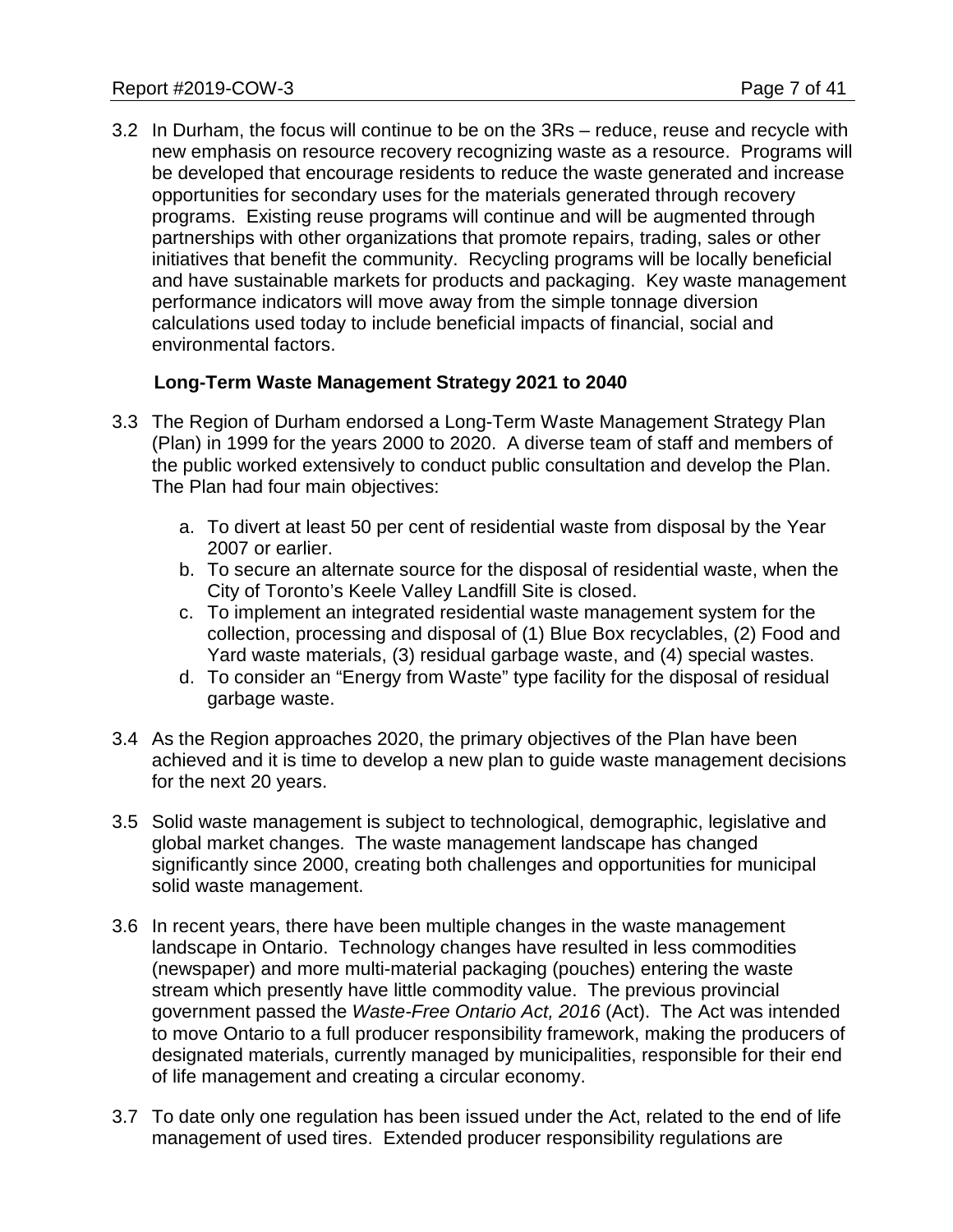3.2 In Durham, the focus will continue to be on the 3Rs – reduce, reuse and recycle with new emphasis on resource recovery recognizing waste as a resource. Programs will be developed that encourage residents to reduce the waste generated and increase opportunities for secondary uses for the materials generated through recovery programs. Existing reuse programs will continue and will be augmented through partnerships with other organizations that promote repairs, trading, sales or other initiatives that benefit the community. Recycling programs will be locally beneficial and have sustainable markets for products and packaging. Key waste management performance indicators will move away from the simple tonnage diversion calculations used today to include beneficial impacts of financial, social and environmental factors.

**Long-Term Waste Management Strategy 2021 to 2040**

3.3 The Region of Durham endorsed a Long-Term Waste Management Strategy Plan (Plan) in 1999 for the years 2000 to 2020. A diverse team of staff and members of the public worked extensively to conduct public consultation and develop the Plan. The Plan had four main objectives:

   a. To divert at least 50 per cent of residential waste from disposal by the Year 2007 or earlier.
   b. To secure an alternate source for the disposal of residential waste, when the City of Toronto's Keele Valley Landfill Site is closed.
   c. To implement an integrated residential waste management system for the collection, processing and disposal of (1) Blue Box recyclables, (2) Food and Yard waste materials, (3) residual garbage waste, and (4) special wastes.
   d. To consider an "Energy from Waste" type facility for the disposal of residual garbage waste.

3.4 As the Region approaches 2020, the primary objectives of the Plan have been achieved and it is time to develop a new plan to guide waste management decisions for the next 20 years.

3.5 Solid waste management is subject to technological, demographic, legislative and global market changes. The waste management landscape has changed significantly since 2000, creating both challenges and opportunities for municipal solid waste management.

3.6 In recent years, there have been multiple changes in the waste management landscape in Ontario. Technology changes have resulted in less commodities (newspaper) and more multi-material packaging (pouches) entering the waste stream which presently have little commodity value. The previous provincial government passed the *Waste-Free Ontario Act, 2016* (Act). The Act was intended to move Ontario to a full producer responsibility framework, making the producers of designated materials, currently managed by municipalities, responsible for their end of life management and creating a circular economy.

3.7 To date only one regulation has been issued under the Act, related to the end of life management of used tires. Extended producer responsibility regulations are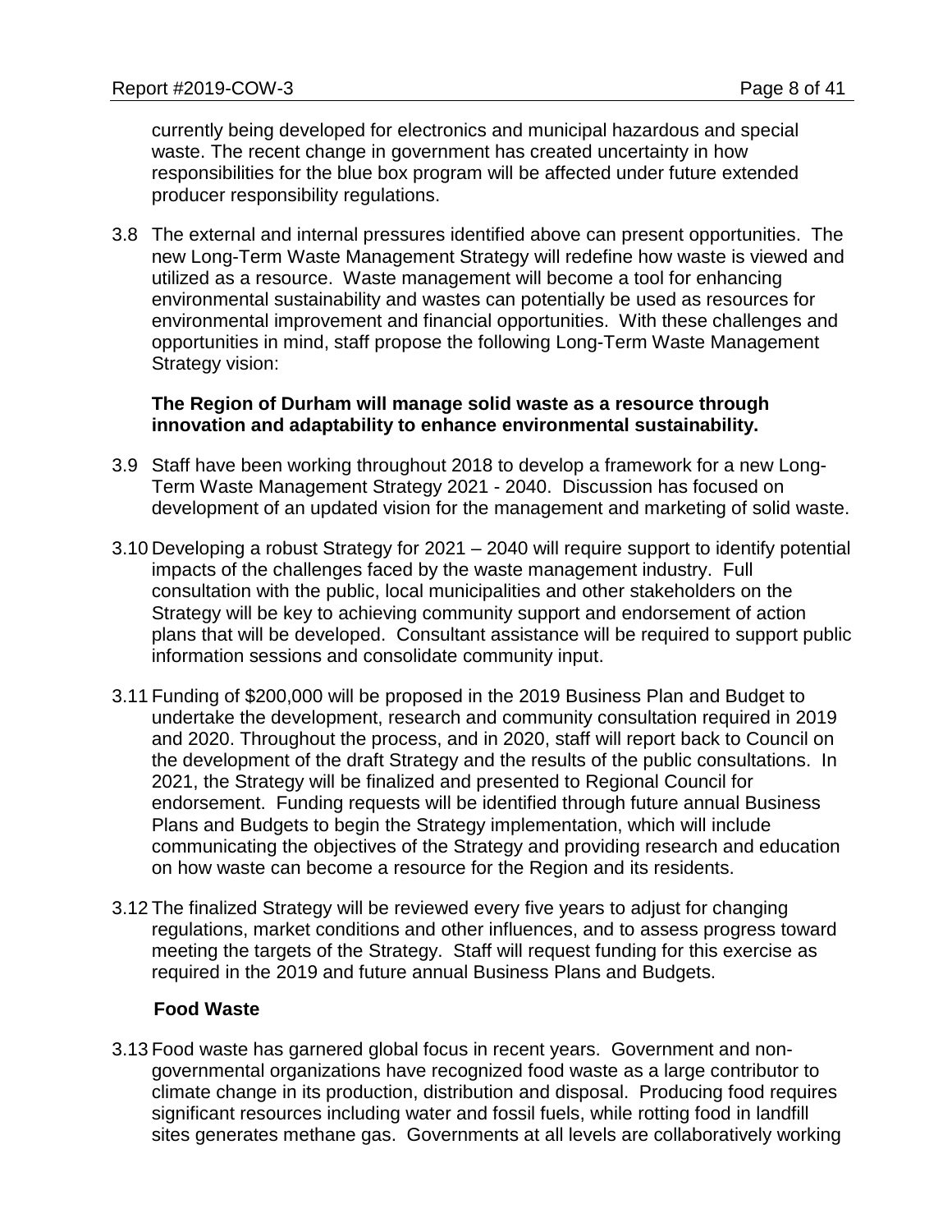currently being developed for electronics and municipal hazardous and special waste. The recent change in government has created uncertainty in how responsibilities for the blue box program will be affected under future extended producer responsibility regulations.

3.8 The external and internal pressures identified above can present opportunities. The new Long-Term Waste Management Strategy will redefine how waste is viewed and utilized as a resource. Waste management will become a tool for enhancing environmental sustainability and wastes can potentially be used as resources for environmental improvement and financial opportunities. With these challenges and opportunities in mind, staff propose the following Long-Term Waste Management Strategy vision:

**The Region of Durham will manage solid waste as a resource through innovation and adaptability to enhance environmental sustainability.**

3.9 Staff have been working throughout 2018 to develop a framework for a new Long-Term Waste Management Strategy 2021 - 2040. Discussion has focused on development of an updated vision for the management and marketing of solid waste.

3.10 Developing a robust Strategy for 2021 – 2040 will require support to identify potential impacts of the challenges faced by the waste management industry. Full consultation with the public, local municipalities and other stakeholders on the Strategy will be key to achieving community support and endorsement of action plans that will be developed. Consultant assistance will be required to support public information sessions and consolidate community input.

3.11 Funding of $200,000 will be proposed in the 2019 Business Plan and Budget to undertake the development, research and community consultation required in 2019 and 2020. Throughout the process, and in 2020, staff will report back to Council on the development of the draft Strategy and the results of the public consultations. In 2021, the Strategy will be finalized and presented to Regional Council for endorsement. Funding requests will be identified through future annual Business Plans and Budgets to begin the Strategy implementation, which will include communicating the objectives of the Strategy and providing research and education on how waste can become a resource for the Region and its residents.

3.12 The finalized Strategy will be reviewed every five years to adjust for changing regulations, market conditions and other influences, and to assess progress toward meeting the targets of the Strategy. Staff will request funding for this exercise as required in the 2019 and future annual Business Plans and Budgets.

**Food Waste**

3.13 Food waste has garnered global focus in recent years. Government and non-governmental organizations have recognized food waste as a large contributor to climate change in its production, distribution and disposal. Producing food requires significant resources including water and fossil fuels, while rotting food in landfill sites generates methane gas. Governments at all levels are collaboratively working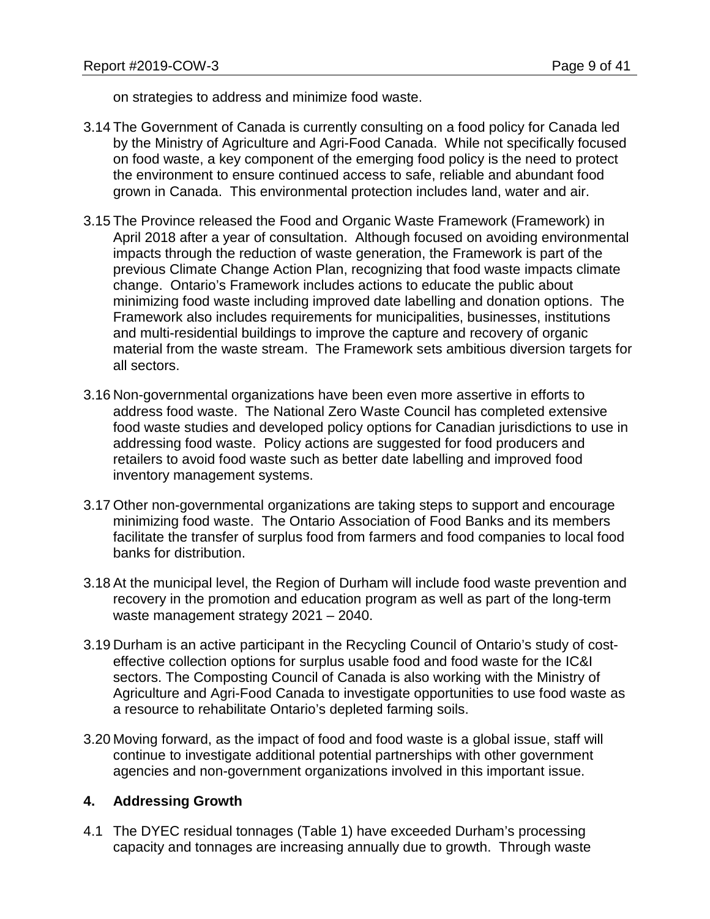on strategies to address and minimize food waste.

3.14 The Government of Canada is currently consulting on a food policy for Canada led by the Ministry of Agriculture and Agri-Food Canada. While not specifically focused on food waste, a key component of the emerging food policy is the need to protect the environment to ensure continued access to safe, reliable and abundant food grown in Canada. This environmental protection includes land, water and air.

3.15 The Province released the Food and Organic Waste Framework (Framework) in April 2018 after a year of consultation. Although focused on avoiding environmental impacts through the reduction of waste generation, the Framework is part of the previous Climate Change Action Plan, recognizing that food waste impacts climate change. Ontario's Framework includes actions to educate the public about minimizing food waste including improved date labelling and donation options. The Framework also includes requirements for municipalities, businesses, institutions and multi-residential buildings to improve the capture and recovery of organic material from the waste stream. The Framework sets ambitious diversion targets for all sectors.

3.16 Non-governmental organizations have been even more assertive in efforts to address food waste. The National Zero Waste Council has completed extensive food waste studies and developed policy options for Canadian jurisdictions to use in addressing food waste. Policy actions are suggested for food producers and retailers to avoid food waste such as better date labelling and improved food inventory management systems.

3.17 Other non-governmental organizations are taking steps to support and encourage minimizing food waste. The Ontario Association of Food Banks and its members facilitate the transfer of surplus food from farmers and food companies to local food banks for distribution.

3.18 At the municipal level, the Region of Durham will include food waste prevention and recovery in the promotion and education program as well as part of the long-term waste management strategy 2021 – 2040.

3.19 Durham is an active participant in the Recycling Council of Ontario's study of cost-effective collection options for surplus usable food and food waste for the IC&I sectors. The Composting Council of Canada is also working with the Ministry of Agriculture and Agri-Food Canada to investigate opportunities to use food waste as a resource to rehabilitate Ontario's depleted farming soils.

3.20 Moving forward, as the impact of food and food waste is a global issue, staff will continue to investigate additional potential partnerships with other government agencies and non-government organizations involved in this important issue.

## 4. Addressing Growth

4.1 The DYEC residual tonnages (Table 1) have exceeded Durham's processing capacity and tonnages are increasing annually due to growth. Through waste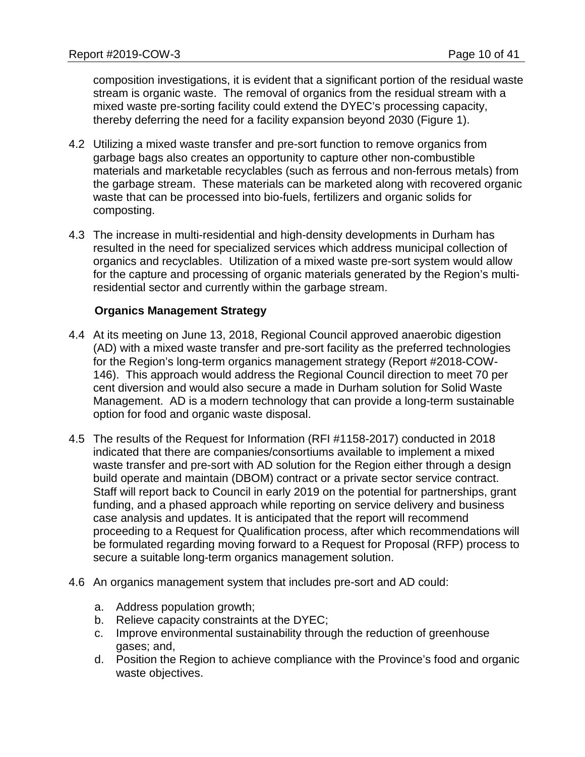composition investigations, it is evident that a significant portion of the residual waste stream is organic waste. The removal of organics from the residual stream with a mixed waste pre-sorting facility could extend the DYEC's processing capacity, thereby deferring the need for a facility expansion beyond 2030 (Figure 1).

4.2 Utilizing a mixed waste transfer and pre-sort function to remove organics from garbage bags also creates an opportunity to capture other non-combustible materials and marketable recyclables (such as ferrous and non-ferrous metals) from the garbage stream. These materials can be marketed along with recovered organic waste that can be processed into bio-fuels, fertilizers and organic solids for composting.

4.3 The increase in multi-residential and high-density developments in Durham has resulted in the need for specialized services which address municipal collection of organics and recyclables. Utilization of a mixed waste pre-sort system would allow for the capture and processing of organic materials generated by the Region's multi-residential sector and currently within the garbage stream.

**Organics Management Strategy**

4.4 At its meeting on June 13, 2018, Regional Council approved anaerobic digestion (AD) with a mixed waste transfer and pre-sort facility as the preferred technologies for the Region's long-term organics management strategy (Report #2018-COW-146). This approach would address the Regional Council direction to meet 70 per cent diversion and would also secure a made in Durham solution for Solid Waste Management. AD is a modern technology that can provide a long-term sustainable option for food and organic waste disposal.

4.5 The results of the Request for Information (RFI #1158-2017) conducted in 2018 indicated that there are companies/consortiums available to implement a mixed waste transfer and pre-sort with AD solution for the Region either through a design build operate and maintain (DBOM) contract or a private sector service contract. Staff will report back to Council in early 2019 on the potential for partnerships, grant funding, and a phased approach while reporting on service delivery and business case analysis and updates. It is anticipated that the report will recommend proceeding to a Request for Qualification process, after which recommendations will be formulated regarding moving forward to a Request for Proposal (RFP) process to secure a suitable long-term organics management solution.

4.6 An organics management system that includes pre-sort and AD could:

a. Address population growth;
b. Relieve capacity constraints at the DYEC;
c. Improve environmental sustainability through the reduction of greenhouse gases; and,
d. Position the Region to achieve compliance with the Province's food and organic waste objectives.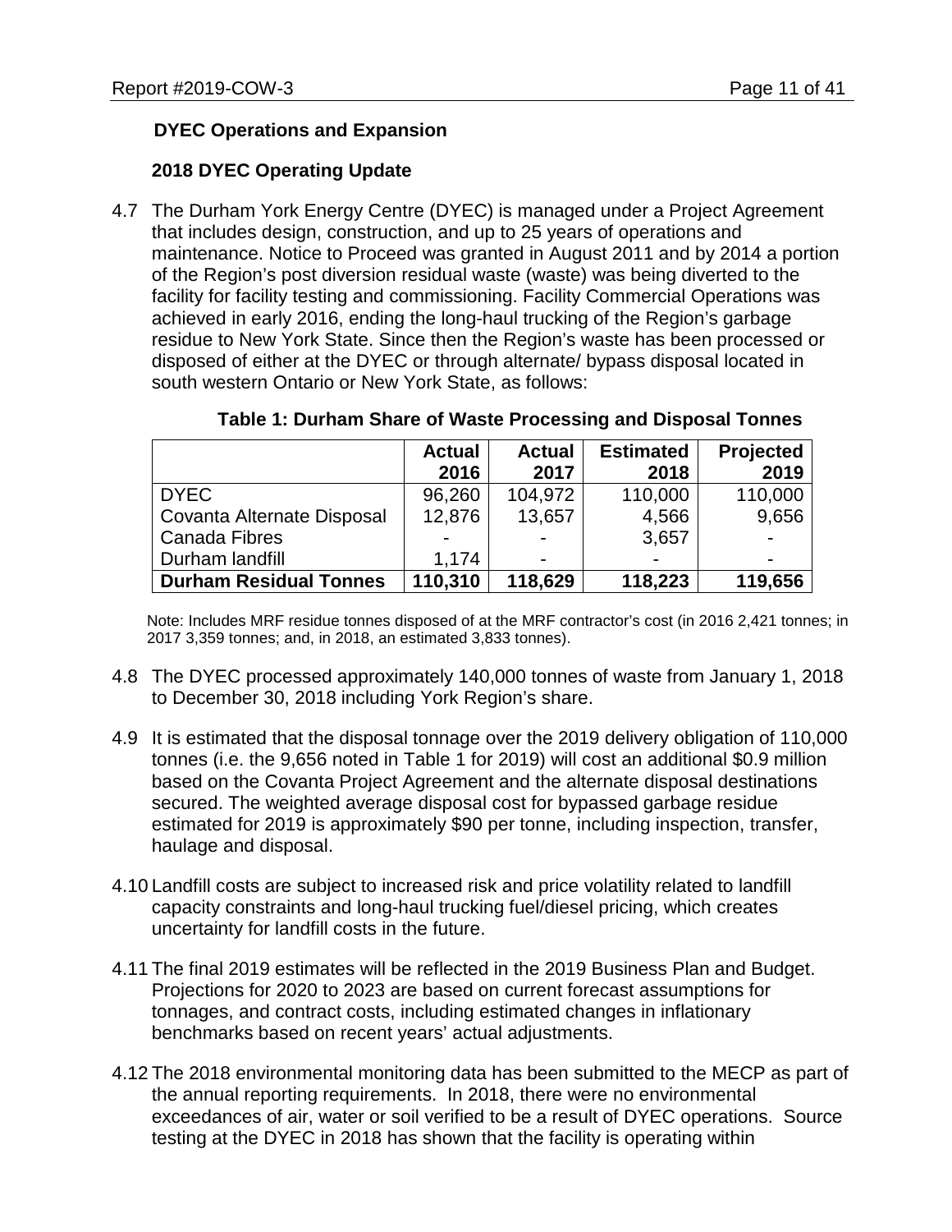### DYEC Operations and Expansion

#### 2018 DYEC Operating Update

4.7 The Durham York Energy Centre (DYEC) is managed under a Project Agreement that includes design, construction, and up to 25 years of operations and maintenance. Notice to Proceed was granted in August 2011 and by 2014 a portion of the Region's post diversion residual waste (waste) was being diverted to the facility for facility testing and commissioning. Facility Commercial Operations was achieved in early 2016, ending the long-haul trucking of the Region's garbage residue to New York State. Since then the Region's waste has been processed or disposed of either at the DYEC or through alternate/ bypass disposal located in south western Ontario or New York State, as follows:

**Table 1: Durham Share of Waste Processing and Disposal Tonnes**

| | Actual 2016 | Actual 2017 | Estimated 2018 | Projected 2019 |
|---|---|---|---|---|
| DYEC | 96,260 | 104,972 | 110,000 | 110,000 |
| Covanta Alternate Disposal | 12,876 | 13,657 | 4,566 | 9,656 |
| Canada Fibres | - | - | 3,657 | - |
| Durham landfill | 1,174 | - | - | - |
| **Durham Residual Tonnes** | **110,310** | **118,629** | **118,223** | **119,656** |

Note: Includes MRF residue tonnes disposed of at the MRF contractor's cost (in 2016 2,421 tonnes; in 2017 3,359 tonnes; and, in 2018, an estimated 3,833 tonnes).

4.8 The DYEC processed approximately 140,000 tonnes of waste from January 1, 2018 to December 30, 2018 including York Region's share.

4.9 It is estimated that the disposal tonnage over the 2019 delivery obligation of 110,000 tonnes (i.e. the 9,656 noted in Table 1 for 2019) will cost an additional $0.9 million based on the Covanta Project Agreement and the alternate disposal destinations secured. The weighted average disposal cost for bypassed garbage residue estimated for 2019 is approximately $90 per tonne, including inspection, transfer, haulage and disposal.

4.10 Landfill costs are subject to increased risk and price volatility related to landfill capacity constraints and long-haul trucking fuel/diesel pricing, which creates uncertainty for landfill costs in the future.

4.11 The final 2019 estimates will be reflected in the 2019 Business Plan and Budget. Projections for 2020 to 2023 are based on current forecast assumptions for tonnages, and contract costs, including estimated changes in inflationary benchmarks based on recent years' actual adjustments.

4.12 The 2018 environmental monitoring data has been submitted to the MECP as part of the annual reporting requirements. In 2018, there were no environmental exceedances of air, water or soil verified to be a result of DYEC operations. Source testing at the DYEC in 2018 has shown that the facility is operating within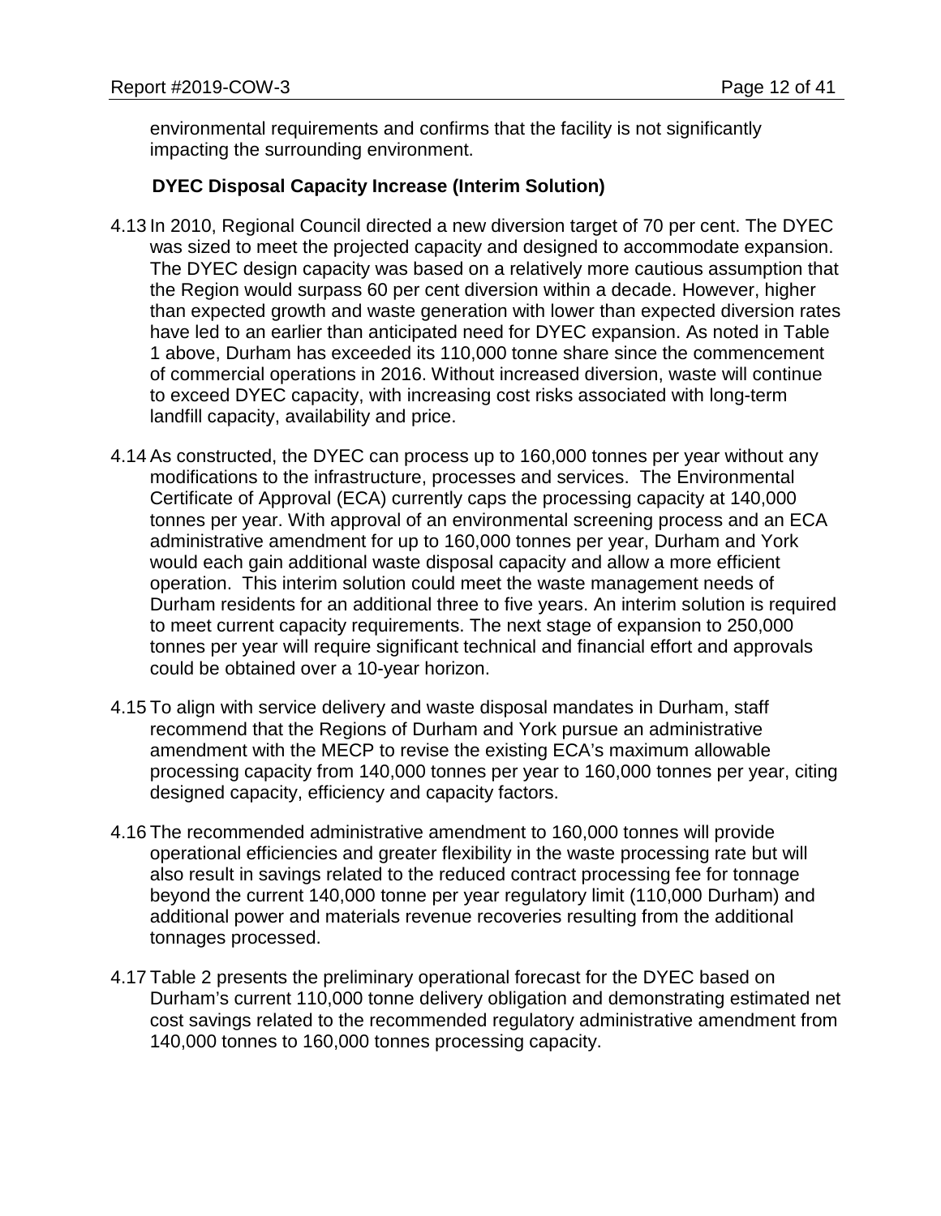environmental requirements and confirms that the facility is not significantly impacting the surrounding environment.

### DYEC Disposal Capacity Increase (Interim Solution)

4.13 In 2010, Regional Council directed a new diversion target of 70 per cent. The DYEC was sized to meet the projected capacity and designed to accommodate expansion. The DYEC design capacity was based on a relatively more cautious assumption that the Region would surpass 60 per cent diversion within a decade. However, higher than expected growth and waste generation with lower than expected diversion rates have led to an earlier than anticipated need for DYEC expansion. As noted in Table 1 above, Durham has exceeded its 110,000 tonne share since the commencement of commercial operations in 2016. Without increased diversion, waste will continue to exceed DYEC capacity, with increasing cost risks associated with long-term landfill capacity, availability and price.

4.14 As constructed, the DYEC can process up to 160,000 tonnes per year without any modifications to the infrastructure, processes and services. The Environmental Certificate of Approval (ECA) currently caps the processing capacity at 140,000 tonnes per year. With approval of an environmental screening process and an ECA administrative amendment for up to 160,000 tonnes per year, Durham and York would each gain additional waste disposal capacity and allow a more efficient operation. This interim solution could meet the waste management needs of Durham residents for an additional three to five years. An interim solution is required to meet current capacity requirements. The next stage of expansion to 250,000 tonnes per year will require significant technical and financial effort and approvals could be obtained over a 10-year horizon.

4.15 To align with service delivery and waste disposal mandates in Durham, staff recommend that the Regions of Durham and York pursue an administrative amendment with the MECP to revise the existing ECA's maximum allowable processing capacity from 140,000 tonnes per year to 160,000 tonnes per year, citing designed capacity, efficiency and capacity factors.

4.16 The recommended administrative amendment to 160,000 tonnes will provide operational efficiencies and greater flexibility in the waste processing rate but will also result in savings related to the reduced contract processing fee for tonnage beyond the current 140,000 tonne per year regulatory limit (110,000 Durham) and additional power and materials revenue recoveries resulting from the additional tonnages processed.

4.17 Table 2 presents the preliminary operational forecast for the DYEC based on Durham's current 110,000 tonne delivery obligation and demonstrating estimated net cost savings related to the recommended regulatory administrative amendment from 140,000 tonnes to 160,000 tonnes processing capacity.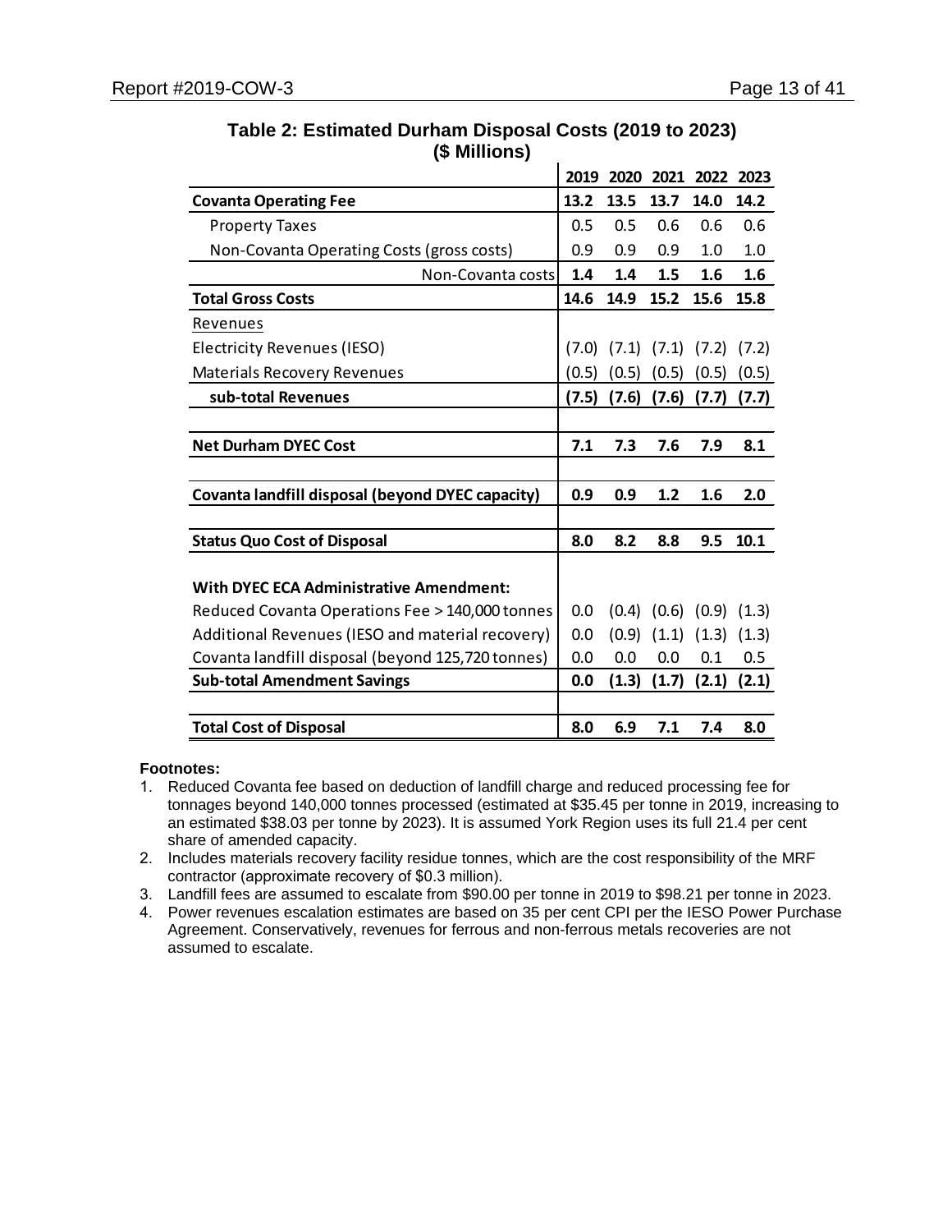**Table 2: Estimated Durham Disposal Costs (2019 to 2023) ($ Millions)**

| | 2019 | 2020 | 2021 | 2022 | 2023 |
|---|---|---|---|---|---|
| **Covanta Operating Fee** | **13.2** | **13.5** | **13.7** | **14.0** | **14.2** |
| Property Taxes | 0.5 | 0.5 | 0.6 | 0.6 | 0.6 |
| Non-Covanta Operating Costs (gross costs) | 0.9 | 0.9 | 0.9 | 1.0 | 1.0 |
| Non-Covanta costs | **1.4** | **1.4** | **1.5** | **1.6** | **1.6** |
| **Total Gross Costs** | **14.6** | **14.9** | **15.2** | **15.6** | **15.8** |
| Revenues | | | | | |
| Electricity Revenues (IESO) | (7.0) | (7.1) | (7.1) | (7.2) | (7.2) |
| Materials Recovery Revenues | (0.5) | (0.5) | (0.5) | (0.5) | (0.5) |
| **sub-total Revenues** | **(7.5)** | **(7.6)** | **(7.6)** | **(7.7)** | **(7.7)** |
| | | | | | |
| **Net Durham DYEC Cost** | **7.1** | **7.3** | **7.6** | **7.9** | **8.1** |
| | | | | | |
| **Covanta landfill disposal (beyond DYEC capacity)** | **0.9** | **0.9** | **1.2** | **1.6** | **2.0** |
| | | | | | |
| **Status Quo Cost of Disposal** | **8.0** | **8.2** | **8.8** | **9.5** | **10.1** |
| | | | | | |
| **With DYEC ECA Administrative Amendment:** | | | | | |
| Reduced Covanta Operations Fee > 140,000 tonnes | 0.0 | (0.4) | (0.6) | (0.9) | (1.3) |
| Additional Revenues (IESO and material recovery) | 0.0 | (0.9) | (1.1) | (1.3) | (1.3) |
| Covanta landfill disposal (beyond 125,720 tonnes) | 0.0 | 0.0 | 0.0 | 0.1 | 0.5 |
| **Sub-total Amendment Savings** | **0.0** | **(1.3)** | **(1.7)** | **(2.1)** | **(2.1)** |
| | | | | | |
| **Total Cost of Disposal** | **8.0** | **6.9** | **7.1** | **7.4** | **8.0** |

**Footnotes:**

1. Reduced Covanta fee based on deduction of landfill charge and reduced processing fee for tonnages beyond 140,000 tonnes processed (estimated at $35.45 per tonne in 2019, increasing to an estimated $38.03 per tonne by 2023). It is assumed York Region uses its full 21.4 per cent share of amended capacity.
2. Includes materials recovery facility residue tonnes, which are the cost responsibility of the MRF contractor (approximate recovery of $0.3 million).
3. Landfill fees are assumed to escalate from $90.00 per tonne in 2019 to $98.21 per tonne in 2023.
4. Power revenues escalation estimates are based on 35 per cent CPI per the IESO Power Purchase Agreement. Conservatively, revenues for ferrous and non-ferrous metals recoveries are not assumed to escalate.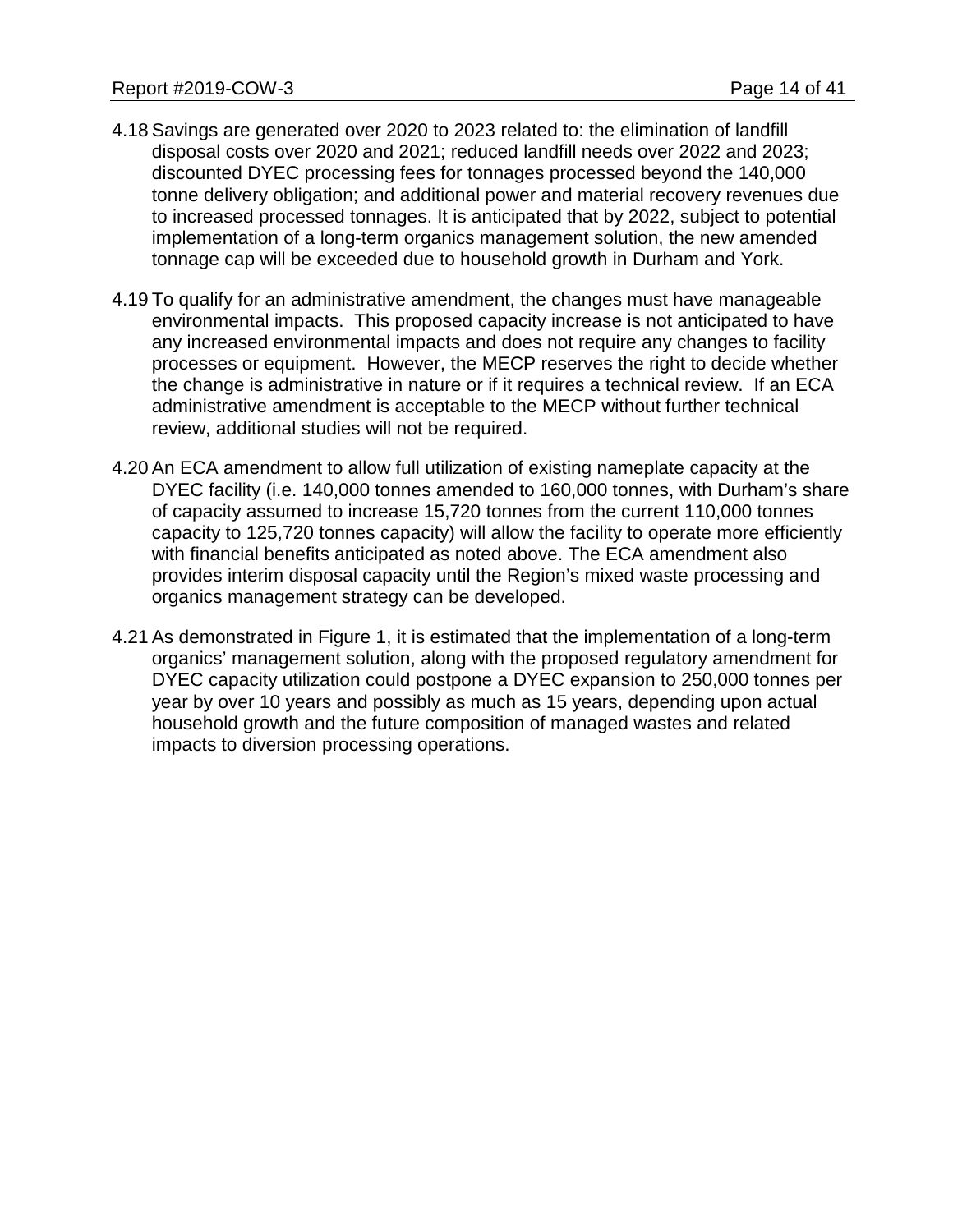4.18 Savings are generated over 2020 to 2023 related to: the elimination of landfill disposal costs over 2020 and 2021; reduced landfill needs over 2022 and 2023; discounted DYEC processing fees for tonnages processed beyond the 140,000 tonne delivery obligation; and additional power and material recovery revenues due to increased processed tonnages. It is anticipated that by 2022, subject to potential implementation of a long-term organics management solution, the new amended tonnage cap will be exceeded due to household growth in Durham and York.

4.19 To qualify for an administrative amendment, the changes must have manageable environmental impacts. This proposed capacity increase is not anticipated to have any increased environmental impacts and does not require any changes to facility processes or equipment. However, the MECP reserves the right to decide whether the change is administrative in nature or if it requires a technical review. If an ECA administrative amendment is acceptable to the MECP without further technical review, additional studies will not be required.

4.20 An ECA amendment to allow full utilization of existing nameplate capacity at the DYEC facility (i.e. 140,000 tonnes amended to 160,000 tonnes, with Durham's share of capacity assumed to increase 15,720 tonnes from the current 110,000 tonnes capacity to 125,720 tonnes capacity) will allow the facility to operate more efficiently with financial benefits anticipated as noted above. The ECA amendment also provides interim disposal capacity until the Region's mixed waste processing and organics management strategy can be developed.

4.21 As demonstrated in Figure 1, it is estimated that the implementation of a long-term organics' management solution, along with the proposed regulatory amendment for DYEC capacity utilization could postpone a DYEC expansion to 250,000 tonnes per year by over 10 years and possibly as much as 15 years, depending upon actual household growth and the future composition of managed wastes and related impacts to diversion processing operations.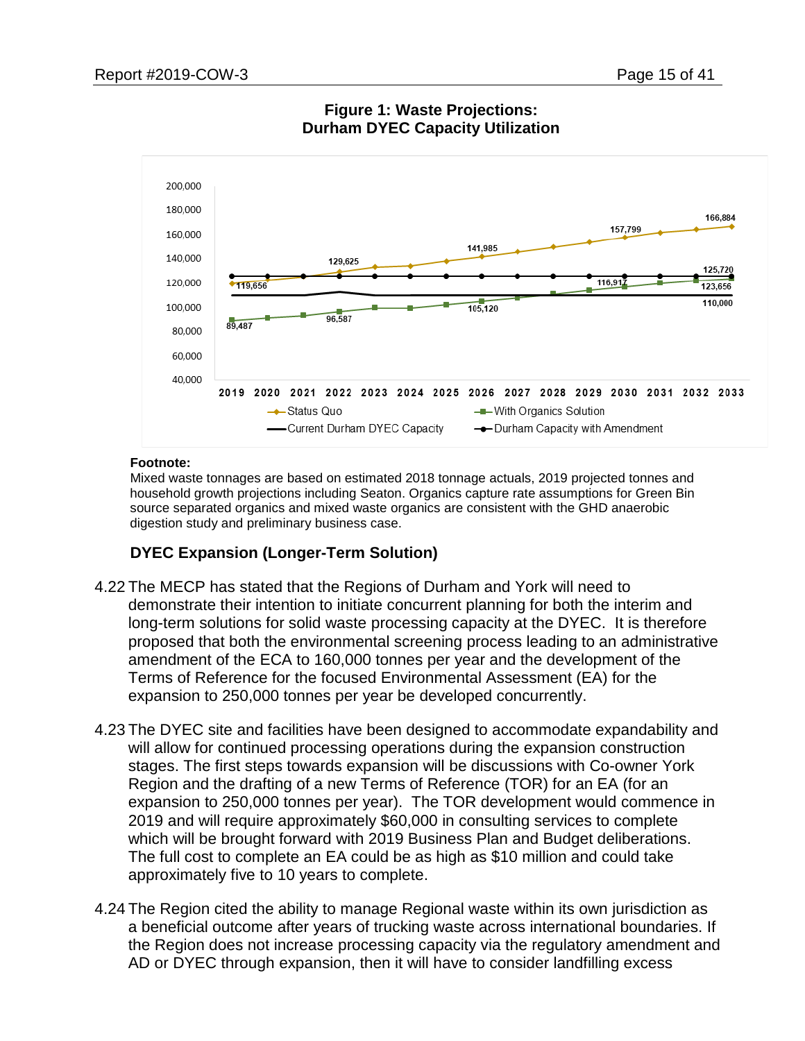**Figure 1: Waste Projections: Durham DYEC Capacity Utilization**

**Footnote:**
Mixed waste tonnages are based on estimated 2018 tonnage actuals, 2019 projected tonnes and household growth projections including Seaton. Organics capture rate assumptions for Green Bin source separated organics and mixed waste organics are consistent with the GHD anaerobic digestion study and preliminary business case.

### DYEC Expansion (Longer-Term Solution)

4.22 The MECP has stated that the Regions of Durham and York will need to demonstrate their intention to initiate concurrent planning for both the interim and long-term solutions for solid waste processing capacity at the DYEC. It is therefore proposed that both the environmental screening process leading to an administrative amendment of the ECA to 160,000 tonnes per year and the development of the Terms of Reference for the focused Environmental Assessment (EA) for the expansion to 250,000 tonnes per year be developed concurrently.

4.23 The DYEC site and facilities have been designed to accommodate expandability and will allow for continued processing operations during the expansion construction stages. The first steps towards expansion will be discussions with Co-owner York Region and the drafting of a new Terms of Reference (TOR) for an EA (for an expansion to 250,000 tonnes per year). The TOR development would commence in 2019 and will require approximately $60,000 in consulting services to complete which will be brought forward with 2019 Business Plan and Budget deliberations. The full cost to complete an EA could be as high as $10 million and could take approximately five to 10 years to complete.

4.24 The Region cited the ability to manage Regional waste within its own jurisdiction as a beneficial outcome after years of trucking waste across international boundaries. If the Region does not increase processing capacity via the regulatory amendment and AD or DYEC through expansion, then it will have to consider landfilling excess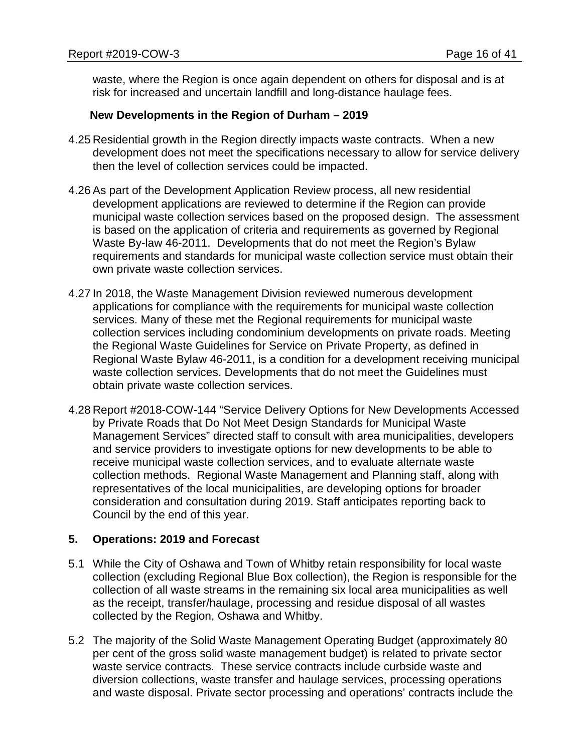waste, where the Region is once again dependent on others for disposal and is at risk for increased and uncertain landfill and long-distance haulage fees.

**New Developments in the Region of Durham – 2019**

4.25 Residential growth in the Region directly impacts waste contracts. When a new development does not meet the specifications necessary to allow for service delivery then the level of collection services could be impacted.

4.26 As part of the Development Application Review process, all new residential development applications are reviewed to determine if the Region can provide municipal waste collection services based on the proposed design. The assessment is based on the application of criteria and requirements as governed by Regional Waste By-law 46-2011. Developments that do not meet the Region's Bylaw requirements and standards for municipal waste collection service must obtain their own private waste collection services.

4.27 In 2018, the Waste Management Division reviewed numerous development applications for compliance with the requirements for municipal waste collection services. Many of these met the Regional requirements for municipal waste collection services including condominium developments on private roads. Meeting the Regional Waste Guidelines for Service on Private Property, as defined in Regional Waste Bylaw 46-2011, is a condition for a development receiving municipal waste collection services. Developments that do not meet the Guidelines must obtain private waste collection services.

4.28 Report #2018-COW-144 "Service Delivery Options for New Developments Accessed by Private Roads that Do Not Meet Design Standards for Municipal Waste Management Services" directed staff to consult with area municipalities, developers and service providers to investigate options for new developments to be able to receive municipal waste collection services, and to evaluate alternate waste collection methods. Regional Waste Management and Planning staff, along with representatives of the local municipalities, are developing options for broader consideration and consultation during 2019. Staff anticipates reporting back to Council by the end of this year.

## 5. Operations: 2019 and Forecast

5.1 While the City of Oshawa and Town of Whitby retain responsibility for local waste collection (excluding Regional Blue Box collection), the Region is responsible for the collection of all waste streams in the remaining six local area municipalities as well as the receipt, transfer/haulage, processing and residue disposal of all wastes collected by the Region, Oshawa and Whitby.

5.2 The majority of the Solid Waste Management Operating Budget (approximately 80 per cent of the gross solid waste management budget) is related to private sector waste service contracts. These service contracts include curbside waste and diversion collections, waste transfer and haulage services, processing operations and waste disposal. Private sector processing and operations' contracts include the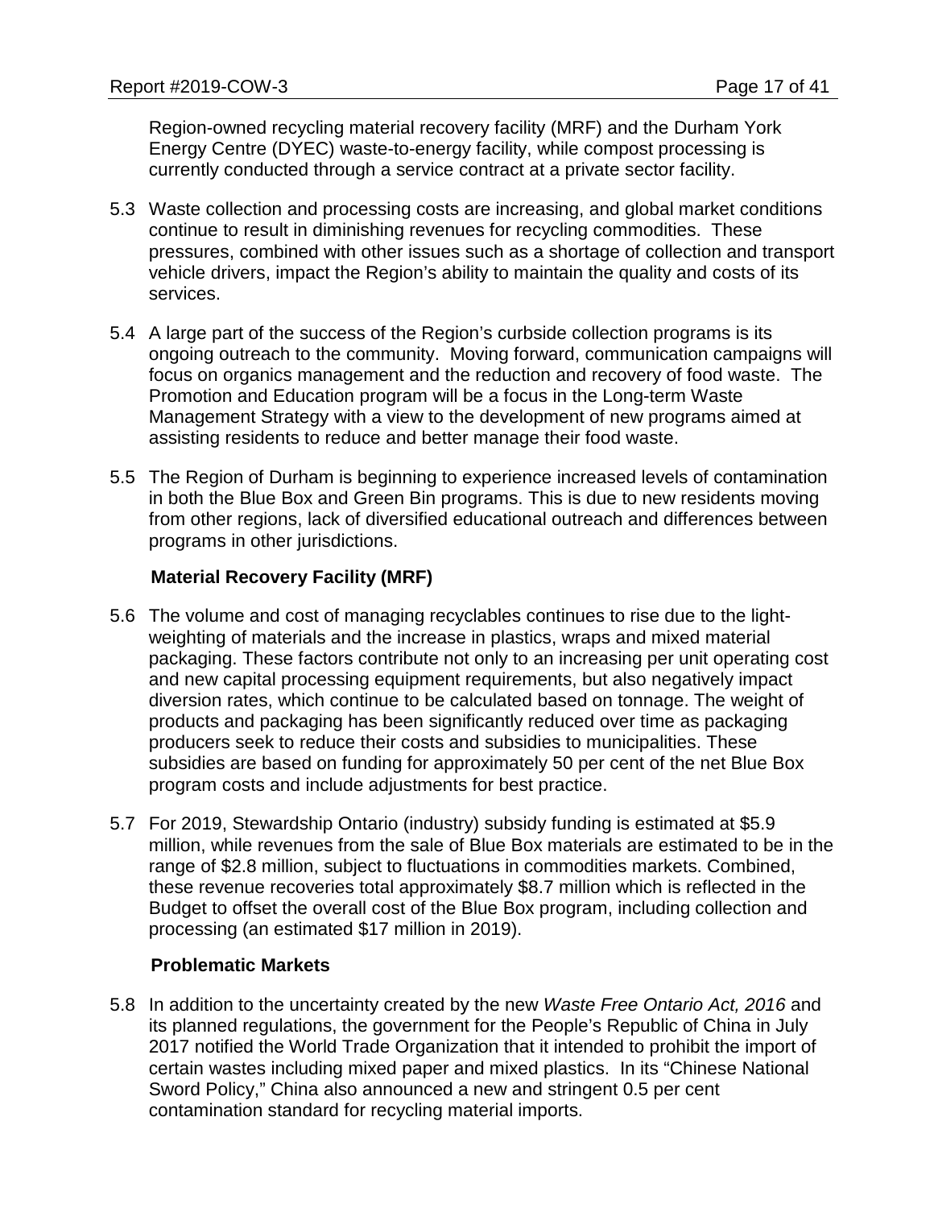Region-owned recycling material recovery facility (MRF) and the Durham York Energy Centre (DYEC) waste-to-energy facility, while compost processing is currently conducted through a service contract at a private sector facility.

5.3 Waste collection and processing costs are increasing, and global market conditions continue to result in diminishing revenues for recycling commodities. These pressures, combined with other issues such as a shortage of collection and transport vehicle drivers, impact the Region's ability to maintain the quality and costs of its services.

5.4 A large part of the success of the Region's curbside collection programs is its ongoing outreach to the community. Moving forward, communication campaigns will focus on organics management and the reduction and recovery of food waste. The Promotion and Education program will be a focus in the Long-term Waste Management Strategy with a view to the development of new programs aimed at assisting residents to reduce and better manage their food waste.

5.5 The Region of Durham is beginning to experience increased levels of contamination in both the Blue Box and Green Bin programs. This is due to new residents moving from other regions, lack of diversified educational outreach and differences between programs in other jurisdictions.

**Material Recovery Facility (MRF)**

5.6 The volume and cost of managing recyclables continues to rise due to the light-weighting of materials and the increase in plastics, wraps and mixed material packaging. These factors contribute not only to an increasing per unit operating cost and new capital processing equipment requirements, but also negatively impact diversion rates, which continue to be calculated based on tonnage. The weight of products and packaging has been significantly reduced over time as packaging producers seek to reduce their costs and subsidies to municipalities. These subsidies are based on funding for approximately 50 per cent of the net Blue Box program costs and include adjustments for best practice.

5.7 For 2019, Stewardship Ontario (industry) subsidy funding is estimated at $5.9 million, while revenues from the sale of Blue Box materials are estimated to be in the range of $2.8 million, subject to fluctuations in commodities markets. Combined, these revenue recoveries total approximately $8.7 million which is reflected in the Budget to offset the overall cost of the Blue Box program, including collection and processing (an estimated $17 million in 2019).

**Problematic Markets**

5.8 In addition to the uncertainty created by the new *Waste Free Ontario Act, 2016* and its planned regulations, the government for the People's Republic of China in July 2017 notified the World Trade Organization that it intended to prohibit the import of certain wastes including mixed paper and mixed plastics. In its "Chinese National Sword Policy," China also announced a new and stringent 0.5 per cent contamination standard for recycling material imports.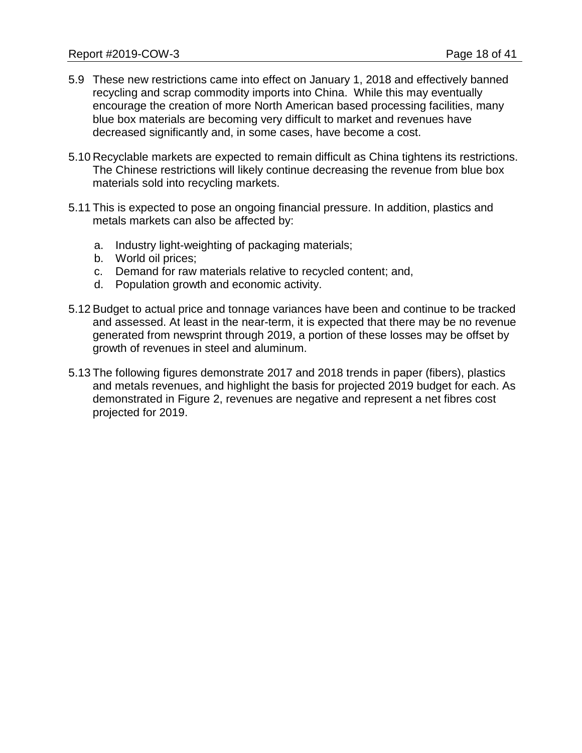5.9 These new restrictions came into effect on January 1, 2018 and effectively banned recycling and scrap commodity imports into China. While this may eventually encourage the creation of more North American based processing facilities, many blue box materials are becoming very difficult to market and revenues have decreased significantly and, in some cases, have become a cost.

5.10 Recyclable markets are expected to remain difficult as China tightens its restrictions. The Chinese restrictions will likely continue decreasing the revenue from blue box materials sold into recycling markets.

5.11 This is expected to pose an ongoing financial pressure. In addition, plastics and metals markets can also be affected by:

   a. Industry light-weighting of packaging materials;
   b. World oil prices;
   c. Demand for raw materials relative to recycled content; and,
   d. Population growth and economic activity.

5.12 Budget to actual price and tonnage variances have been and continue to be tracked and assessed. At least in the near-term, it is expected that there may be no revenue generated from newsprint through 2019, a portion of these losses may be offset by growth of revenues in steel and aluminum.

5.13 The following figures demonstrate 2017 and 2018 trends in paper (fibers), plastics and metals revenues, and highlight the basis for projected 2019 budget for each. As demonstrated in Figure 2, revenues are negative and represent a net fibres cost projected for 2019.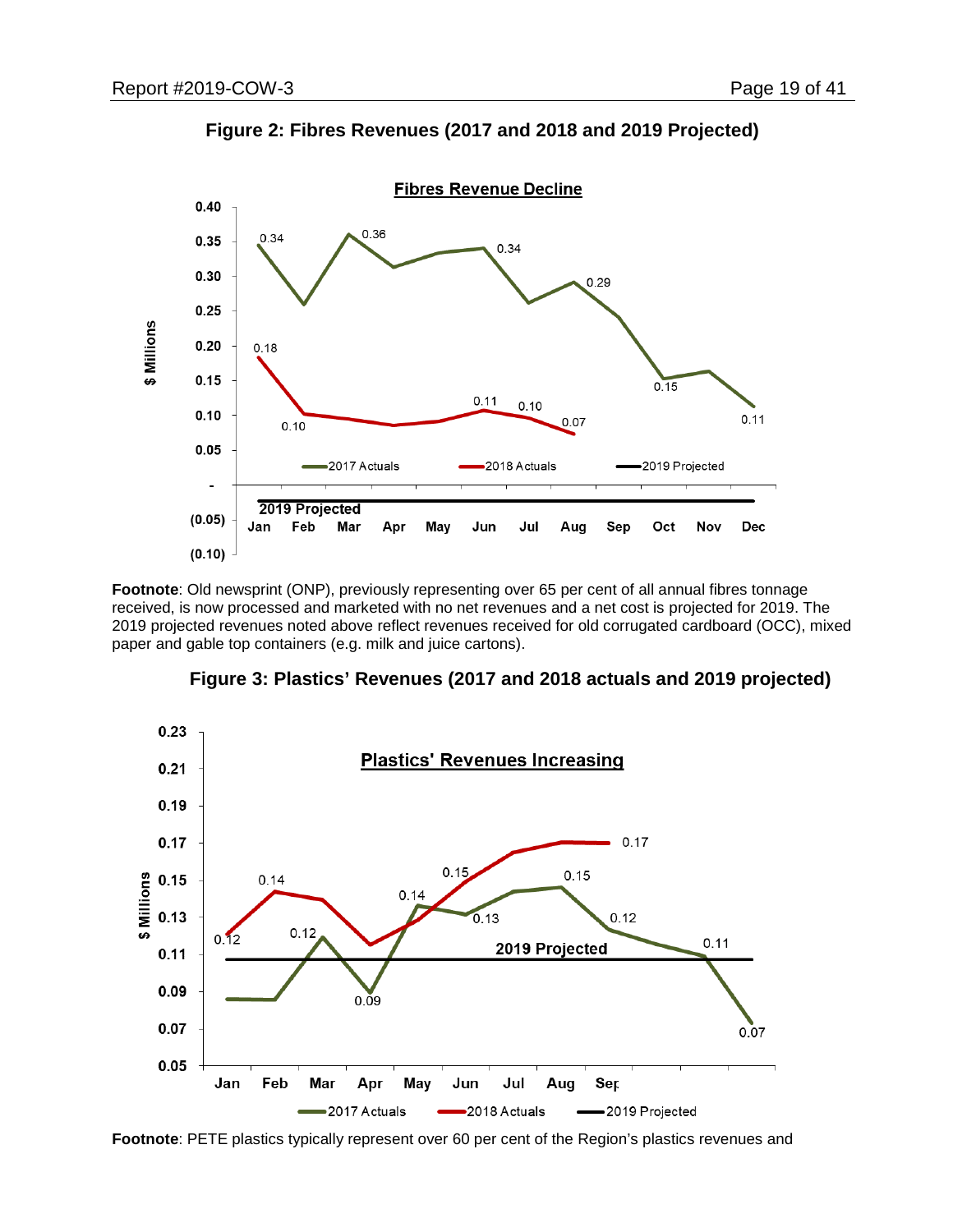**Figure 2: Fibres Revenues (2017 and 2018 and 2019 Projected)**

**Footnote**: Old newsprint (ONP), previously representing over 65 per cent of all annual fibres tonnage received, is now processed and marketed with no net revenues and a net cost is projected for 2019. The 2019 projected revenues noted above reflect revenues received for old corrugated cardboard (OCC), mixed paper and gable top containers (e.g. milk and juice cartons).

**Figure 3: Plastics' Revenues (2017 and 2018 actuals and 2019 projected)**

**Footnote**: PETE plastics typically represent over 60 per cent of the Region's plastics revenues and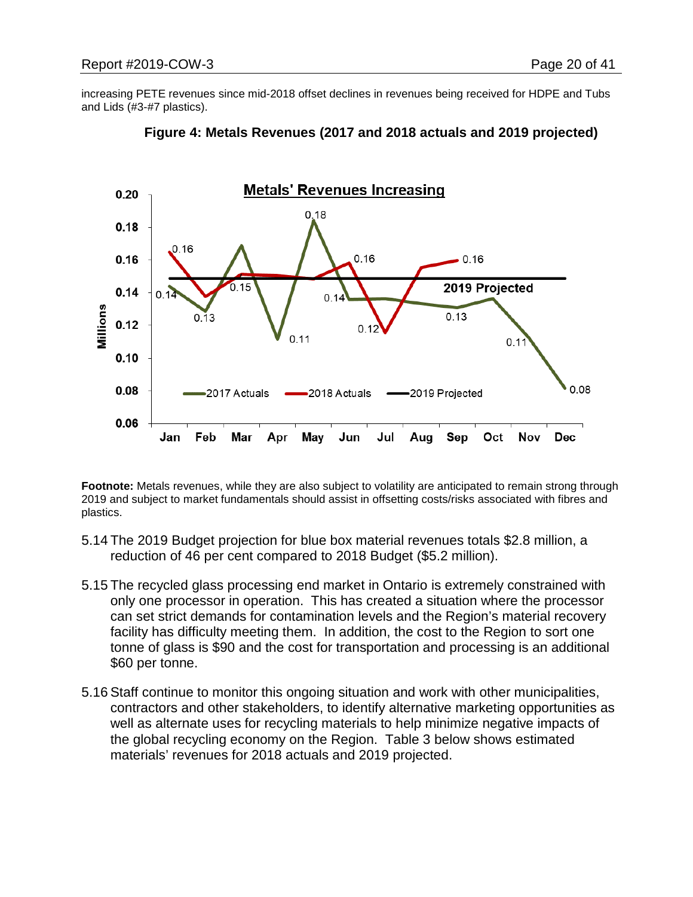increasing PETE revenues since mid-2018 offset declines in revenues being received for HDPE and Tubs and Lids (#3-#7 plastics).

**Figure 4: Metals Revenues (2017 and 2018 actuals and 2019 projected)**

**Footnote:** Metals revenues, while they are also subject to volatility are anticipated to remain strong through 2019 and subject to market fundamentals should assist in offsetting costs/risks associated with fibres and plastics.

5.14 The 2019 Budget projection for blue box material revenues totals $2.8 million, a reduction of 46 per cent compared to 2018 Budget ($5.2 million).

5.15 The recycled glass processing end market in Ontario is extremely constrained with only one processor in operation. This has created a situation where the processor can set strict demands for contamination levels and the Region's material recovery facility has difficulty meeting them. In addition, the cost to the Region to sort one tonne of glass is $90 and the cost for transportation and processing is an additional $60 per tonne.

5.16 Staff continue to monitor this ongoing situation and work with other municipalities, contractors and other stakeholders, to identify alternative marketing opportunities as well as alternate uses for recycling materials to help minimize negative impacts of the global recycling economy on the Region. Table 3 below shows estimated materials' revenues for 2018 actuals and 2019 projected.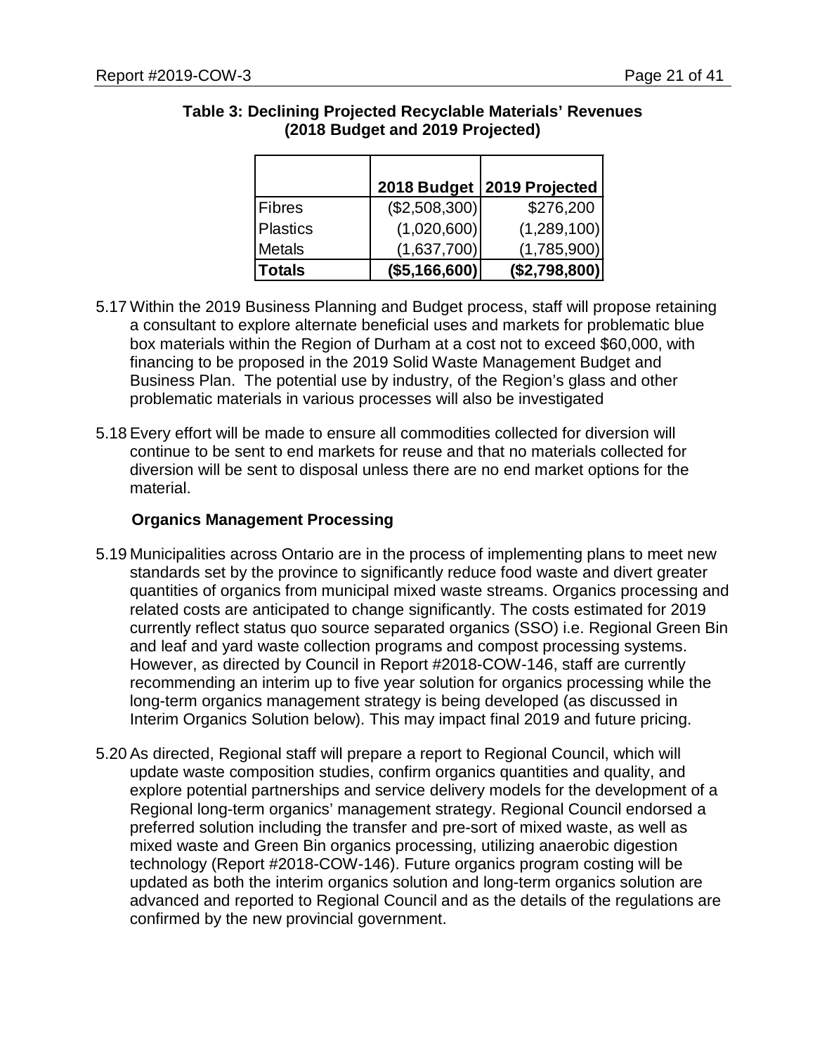**Table 3: Declining Projected Recyclable Materials' Revenues (2018 Budget and 2019 Projected)**

| | 2018 Budget | 2019 Projected |
|---|---|---|
| Fibres | ($2,508,300) | $276,200 |
| Plastics | (1,020,600) | (1,289,100) |
| Metals | (1,637,700) | (1,785,900) |
| **Totals** | **($5,166,600)** | **($2,798,800)** |

5.17 Within the 2019 Business Planning and Budget process, staff will propose retaining a consultant to explore alternate beneficial uses and markets for problematic blue box materials within the Region of Durham at a cost not to exceed $60,000, with financing to be proposed in the 2019 Solid Waste Management Budget and Business Plan. The potential use by industry, of the Region's glass and other problematic materials in various processes will also be investigated

5.18 Every effort will be made to ensure all commodities collected for diversion will continue to be sent to end markets for reuse and that no materials collected for diversion will be sent to disposal unless there are no end market options for the material.

**Organics Management Processing**

5.19 Municipalities across Ontario are in the process of implementing plans to meet new standards set by the province to significantly reduce food waste and divert greater quantities of organics from municipal mixed waste streams. Organics processing and related costs are anticipated to change significantly. The costs estimated for 2019 currently reflect status quo source separated organics (SSO) i.e. Regional Green Bin and leaf and yard waste collection programs and compost processing systems. However, as directed by Council in Report #2018-COW-146, staff are currently recommending an interim up to five year solution for organics processing while the long-term organics management strategy is being developed (as discussed in Interim Organics Solution below). This may impact final 2019 and future pricing.

5.20 As directed, Regional staff will prepare a report to Regional Council, which will update waste composition studies, confirm organics quantities and quality, and explore potential partnerships and service delivery models for the development of a Regional long-term organics' management strategy. Regional Council endorsed a preferred solution including the transfer and pre-sort of mixed waste, as well as mixed waste and Green Bin organics processing, utilizing anaerobic digestion technology (Report #2018-COW-146). Future organics program costing will be updated as both the interim organics solution and long-term organics solution are advanced and reported to Regional Council and as the details of the regulations are confirmed by the new provincial government.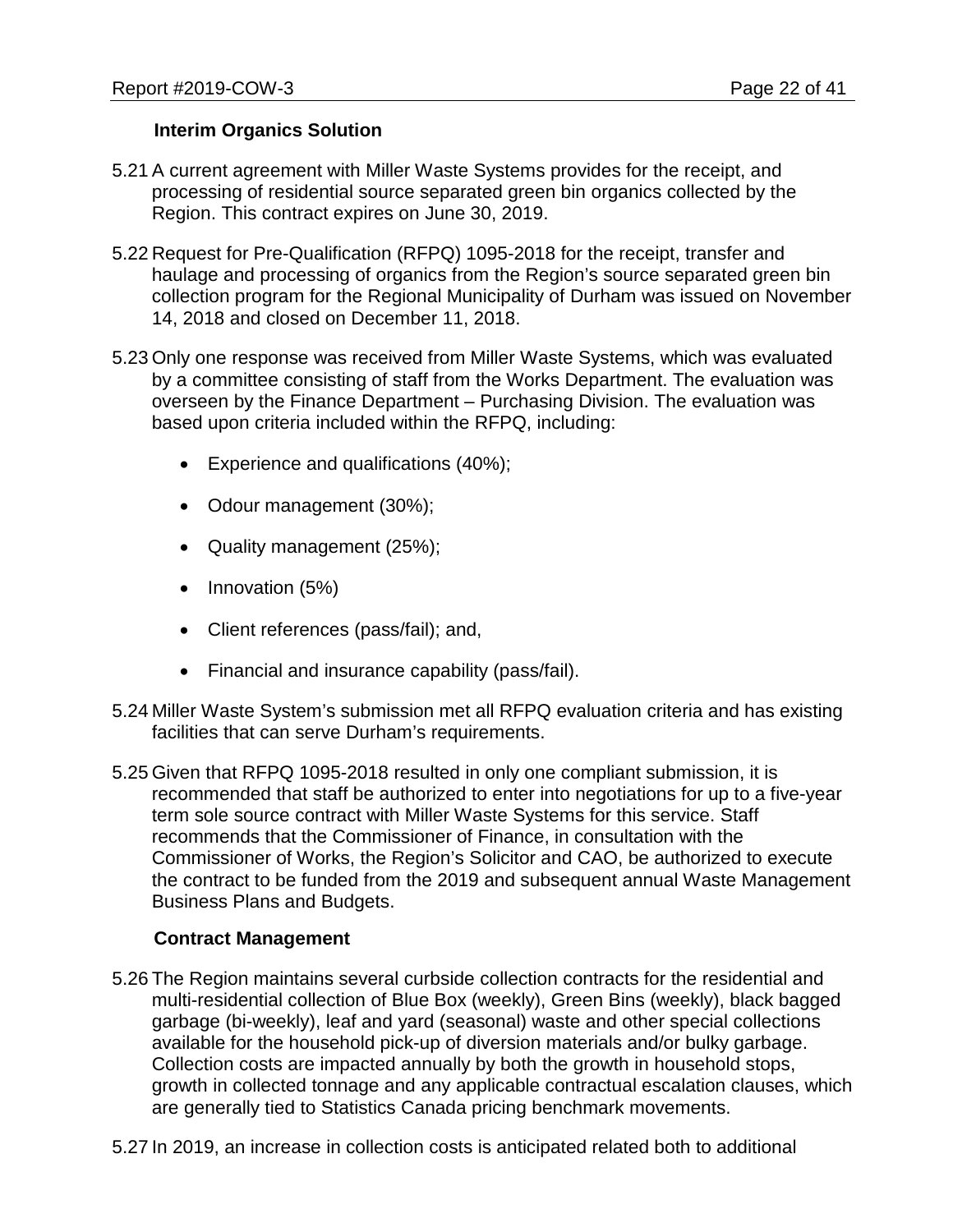### Interim Organics Solution

5.21 A current agreement with Miller Waste Systems provides for the receipt, and processing of residential source separated green bin organics collected by the Region. This contract expires on June 30, 2019.

5.22 Request for Pre-Qualification (RFPQ) 1095-2018 for the receipt, transfer and haulage and processing of organics from the Region's source separated green bin collection program for the Regional Municipality of Durham was issued on November 14, 2018 and closed on December 11, 2018.

5.23 Only one response was received from Miller Waste Systems, which was evaluated by a committee consisting of staff from the Works Department. The evaluation was overseen by the Finance Department – Purchasing Division. The evaluation was based upon criteria included within the RFPQ, including:

- Experience and qualifications (40%);
- Odour management (30%);
- Quality management (25%);
- Innovation (5%)
- Client references (pass/fail); and,
- Financial and insurance capability (pass/fail).

5.24 Miller Waste System's submission met all RFPQ evaluation criteria and has existing facilities that can serve Durham's requirements.

5.25 Given that RFPQ 1095-2018 resulted in only one compliant submission, it is recommended that staff be authorized to enter into negotiations for up to a five-year term sole source contract with Miller Waste Systems for this service. Staff recommends that the Commissioner of Finance, in consultation with the Commissioner of Works, the Region's Solicitor and CAO, be authorized to execute the contract to be funded from the 2019 and subsequent annual Waste Management Business Plans and Budgets.

### Contract Management

5.26 The Region maintains several curbside collection contracts for the residential and multi-residential collection of Blue Box (weekly), Green Bins (weekly), black bagged garbage (bi-weekly), leaf and yard (seasonal) waste and other special collections available for the household pick-up of diversion materials and/or bulky garbage. Collection costs are impacted annually by both the growth in household stops, growth in collected tonnage and any applicable contractual escalation clauses, which are generally tied to Statistics Canada pricing benchmark movements.

5.27 In 2019, an increase in collection costs is anticipated related both to additional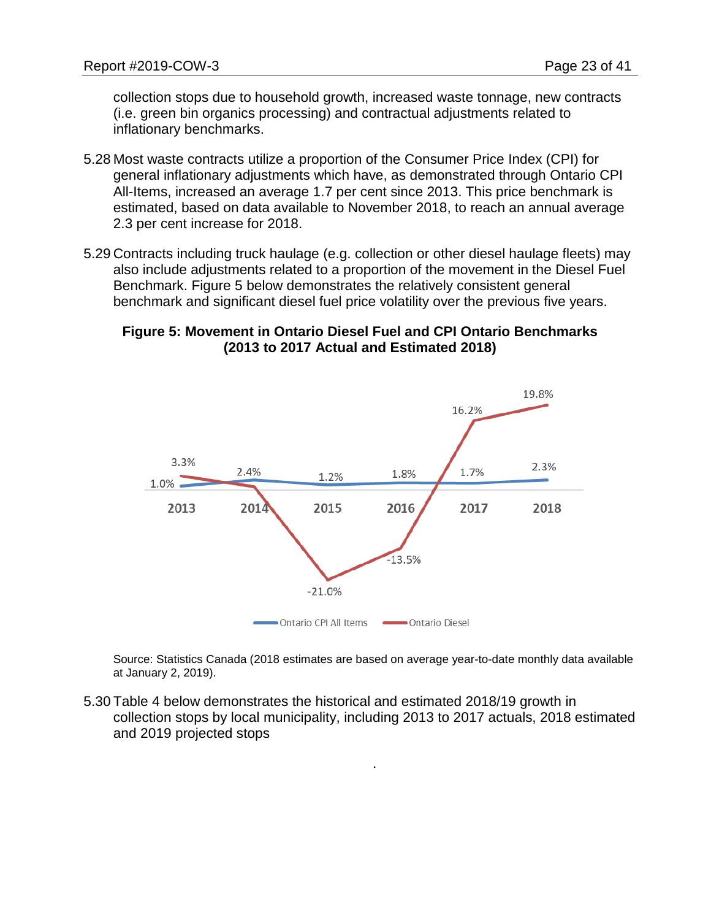collection stops due to household growth, increased waste tonnage, new contracts (i.e. green bin organics processing) and contractual adjustments related to inflationary benchmarks.

5.28 Most waste contracts utilize a proportion of the Consumer Price Index (CPI) for general inflationary adjustments which have, as demonstrated through Ontario CPI All-Items, increased an average 1.7 per cent since 2013. This price benchmark is estimated, based on data available to November 2018, to reach an annual average 2.3 per cent increase for 2018.

5.29 Contracts including truck haulage (e.g. collection or other diesel haulage fleets) may also include adjustments related to a proportion of the movement in the Diesel Fuel Benchmark. Figure 5 below demonstrates the relatively consistent general benchmark and significant diesel fuel price volatility over the previous five years.

**Figure 5: Movement in Ontario Diesel Fuel and CPI Ontario Benchmarks (2013 to 2017 Actual and Estimated 2018)**

| | 2013 | 2014 | 2015 | 2016 | 2017 | 2018 |
|---|---|---|---|---|---|---|
| Ontario CPI All Items | 1.0% | 2.4% | 1.2% | 1.8% | 1.7% | 2.3% |
| Ontario Diesel | 3.3% | | -21.0% | -13.5% | 16.2% | 19.8% |

Source: Statistics Canada (2018 estimates are based on average year-to-date monthly data available at January 2, 2019).

5.30 Table 4 below demonstrates the historical and estimated 2018/19 growth in collection stops by local municipality, including 2013 to 2017 actuals, 2018 estimated and 2019 projected stops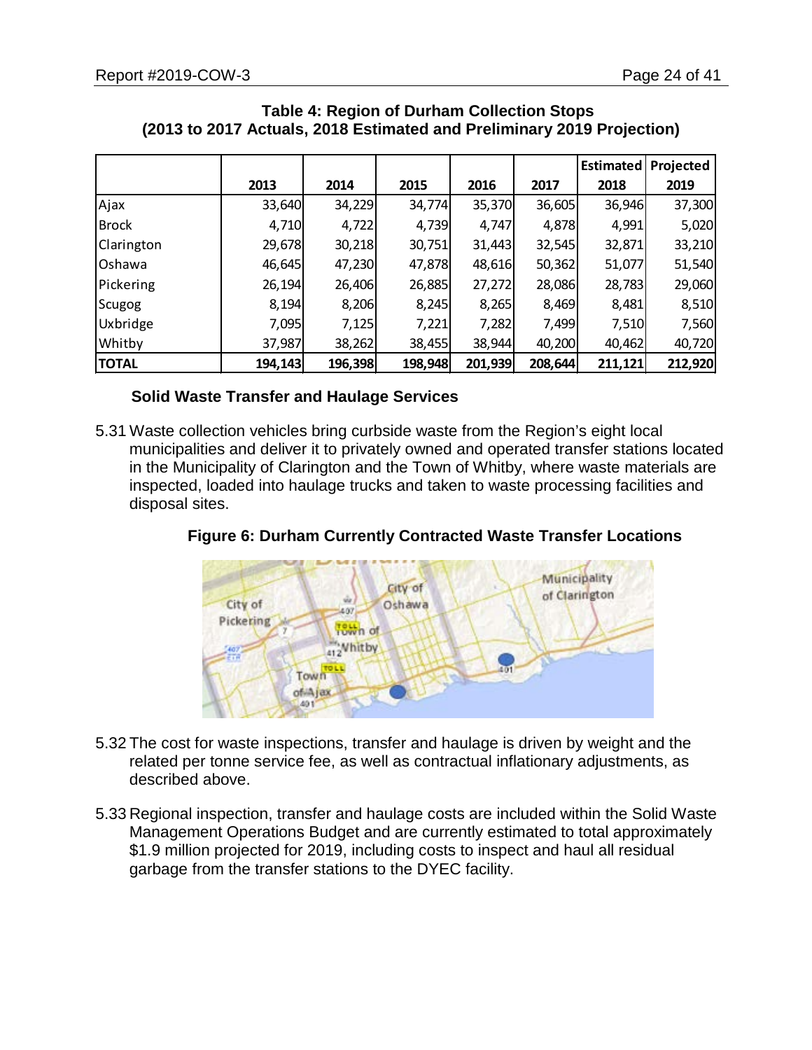**Table 4: Region of Durham Collection Stops (2013 to 2017 Actuals, 2018 Estimated and Preliminary 2019 Projection)**

| | 2013 | 2014 | 2015 | 2016 | 2017 | Estimated 2018 | Projected 2019 |
|---|---|---|---|---|---|---|---|
| Ajax | 33,640 | 34,229 | 34,774 | 35,370 | 36,605 | 36,946 | 37,300 |
| Brock | 4,710 | 4,722 | 4,739 | 4,747 | 4,878 | 4,991 | 5,020 |
| Clarington | 29,678 | 30,218 | 30,751 | 31,443 | 32,545 | 32,871 | 33,210 |
| Oshawa | 46,645 | 47,230 | 47,878 | 48,616 | 50,362 | 51,077 | 51,540 |
| Pickering | 26,194 | 26,406 | 26,885 | 27,272 | 28,086 | 28,783 | 29,060 |
| Scugog | 8,194 | 8,206 | 8,245 | 8,265 | 8,469 | 8,481 | 8,510 |
| Uxbridge | 7,095 | 7,125 | 7,221 | 7,282 | 7,499 | 7,510 | 7,560 |
| Whitby | 37,987 | 38,262 | 38,455 | 38,944 | 40,200 | 40,462 | 40,720 |
| **TOTAL** | **194,143** | **196,398** | **198,948** | **201,939** | **208,644** | **211,121** | **212,920** |

**Solid Waste Transfer and Haulage Services**

5.31 Waste collection vehicles bring curbside waste from the Region's eight local municipalities and deliver it to privately owned and operated transfer stations located in the Municipality of Clarington and the Town of Whitby, where waste materials are inspected, loaded into haulage trucks and taken to waste processing facilities and disposal sites.

**Figure 6: Durham Currently Contracted Waste Transfer Locations**

5.32 The cost for waste inspections, transfer and haulage is driven by weight and the related per tonne service fee, as well as contractual inflationary adjustments, as described above.

5.33 Regional inspection, transfer and haulage costs are included within the Solid Waste Management Operations Budget and are currently estimated to total approximately $1.9 million projected for 2019, including costs to inspect and haul all residual garbage from the transfer stations to the DYEC facility.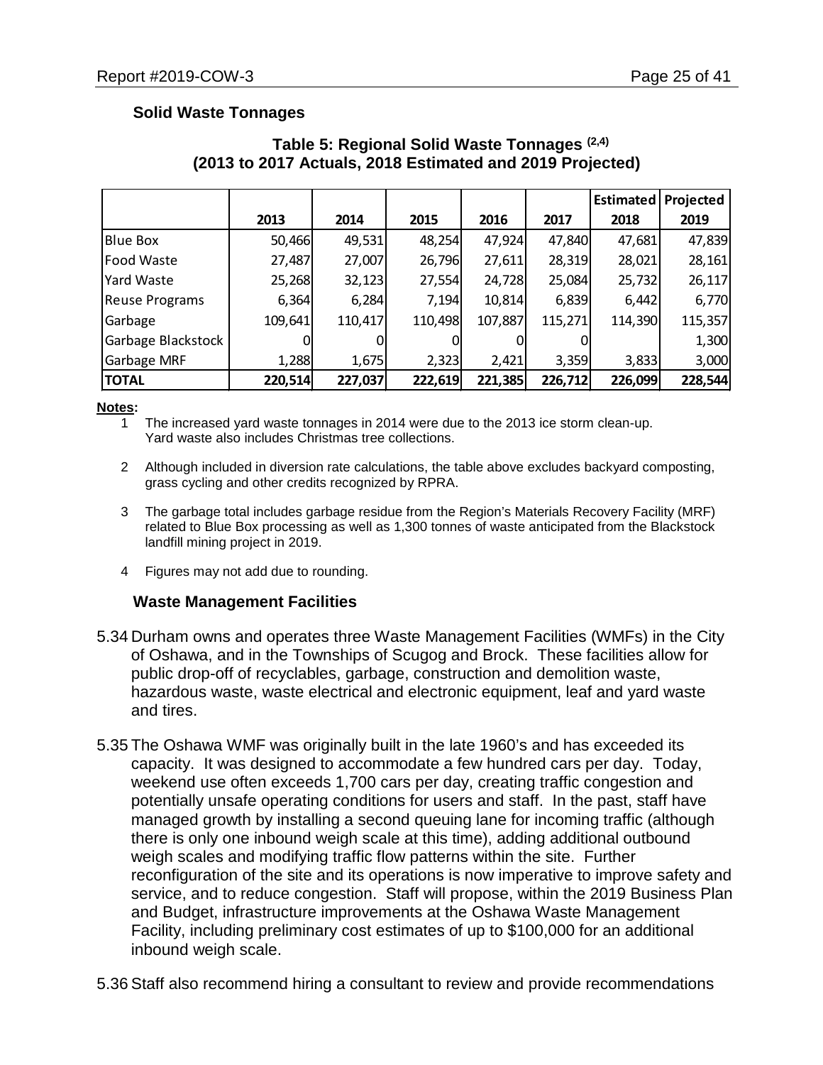### Solid Waste Tonnages

**Table 5: Regional Solid Waste Tonnages [(2,4)]**
**(2013 to 2017 Actuals, 2018 Estimated and 2019 Projected)**

| | 2013 | 2014 | 2015 | 2016 | 2017 | Estimated 2018 | Projected 2019 |
|---|---|---|---|---|---|---|---|
| Blue Box | 50,466 | 49,531 | 48,254 | 47,924 | 47,840 | 47,681 | 47,839 |
| Food Waste | 27,487 | 27,007 | 26,796 | 27,611 | 28,319 | 28,021 | 28,161 |
| Yard Waste | 25,268 | 32,123 | 27,554 | 24,728 | 25,084 | 25,732 | 26,117 |
| Reuse Programs | 6,364 | 6,284 | 7,194 | 10,814 | 6,839 | 6,442 | 6,770 |
| Garbage | 109,641 | 110,417 | 110,498 | 107,887 | 115,271 | 114,390 | 115,357 |
| Garbage Blackstock | 0 | 0 | 0 | 0 | 0 | | 1,300 |
| Garbage MRF | 1,288 | 1,675 | 2,323 | 2,421 | 3,359 | 3,833 | 3,000 |
| **TOTAL** | **220,514** | **227,037** | **222,619** | **221,385** | **226,712** | **226,099** | **228,544** |

**Notes:**

1. The increased yard waste tonnages in 2014 were due to the 2013 ice storm clean-up. Yard waste also includes Christmas tree collections.
2. Although included in diversion rate calculations, the table above excludes backyard composting, grass cycling and other credits recognized by RPRA.
3. The garbage total includes garbage residue from the Region's Materials Recovery Facility (MRF) related to Blue Box processing as well as 1,300 tonnes of waste anticipated from the Blackstock landfill mining project in 2019.
4. Figures may not add due to rounding.

### Waste Management Facilities

5.34 Durham owns and operates three Waste Management Facilities (WMFs) in the City of Oshawa, and in the Townships of Scugog and Brock. These facilities allow for public drop-off of recyclables, garbage, construction and demolition waste, hazardous waste, waste electrical and electronic equipment, leaf and yard waste and tires.

5.35 The Oshawa WMF was originally built in the late 1960's and has exceeded its capacity. It was designed to accommodate a few hundred cars per day. Today, weekend use often exceeds 1,700 cars per day, creating traffic congestion and potentially unsafe operating conditions for users and staff. In the past, staff have managed growth by installing a second queuing lane for incoming traffic (although there is only one inbound weigh scale at this time), adding additional outbound weigh scales and modifying traffic flow patterns within the site. Further reconfiguration of the site and its operations is now imperative to improve safety and service, and to reduce congestion. Staff will propose, within the 2019 Business Plan and Budget, infrastructure improvements at the Oshawa Waste Management Facility, including preliminary cost estimates of up to $100,000 for an additional inbound weigh scale.

5.36 Staff also recommend hiring a consultant to review and provide recommendations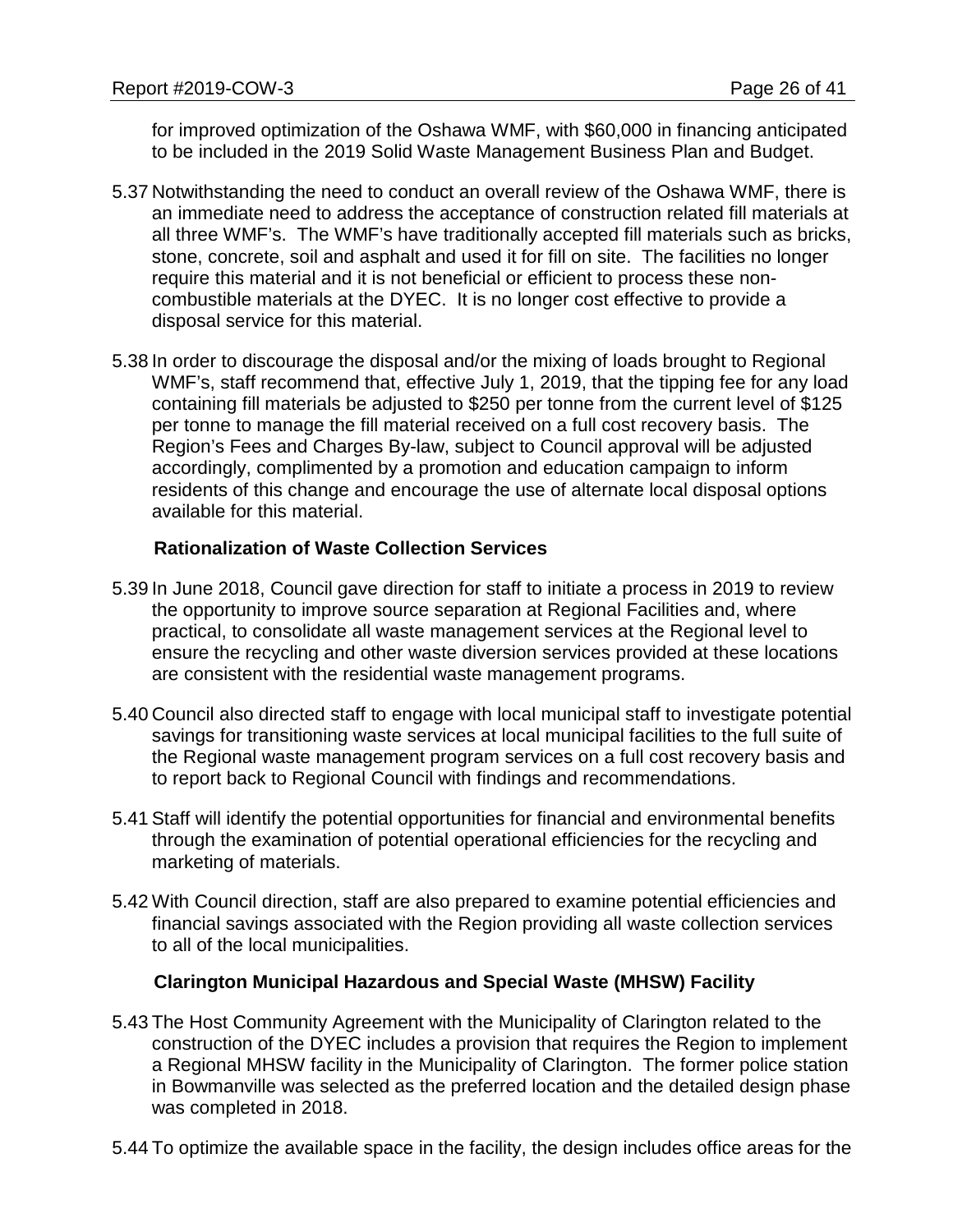for improved optimization of the Oshawa WMF, with $60,000 in financing anticipated to be included in the 2019 Solid Waste Management Business Plan and Budget.

5.37 Notwithstanding the need to conduct an overall review of the Oshawa WMF, there is an immediate need to address the acceptance of construction related fill materials at all three WMF's. The WMF's have traditionally accepted fill materials such as bricks, stone, concrete, soil and asphalt and used it for fill on site. The facilities no longer require this material and it is not beneficial or efficient to process these non-combustible materials at the DYEC. It is no longer cost effective to provide a disposal service for this material.

5.38 In order to discourage the disposal and/or the mixing of loads brought to Regional WMF's, staff recommend that, effective July 1, 2019, that the tipping fee for any load containing fill materials be adjusted to $250 per tonne from the current level of $125 per tonne to manage the fill material received on a full cost recovery basis. The Region's Fees and Charges By-law, subject to Council approval will be adjusted accordingly, complimented by a promotion and education campaign to inform residents of this change and encourage the use of alternate local disposal options available for this material.

**Rationalization of Waste Collection Services**

5.39 In June 2018, Council gave direction for staff to initiate a process in 2019 to review the opportunity to improve source separation at Regional Facilities and, where practical, to consolidate all waste management services at the Regional level to ensure the recycling and other waste diversion services provided at these locations are consistent with the residential waste management programs.

5.40 Council also directed staff to engage with local municipal staff to investigate potential savings for transitioning waste services at local municipal facilities to the full suite of the Regional waste management program services on a full cost recovery basis and to report back to Regional Council with findings and recommendations.

5.41 Staff will identify the potential opportunities for financial and environmental benefits through the examination of potential operational efficiencies for the recycling and marketing of materials.

5.42 With Council direction, staff are also prepared to examine potential efficiencies and financial savings associated with the Region providing all waste collection services to all of the local municipalities.

**Clarington Municipal Hazardous and Special Waste (MHSW) Facility**

5.43 The Host Community Agreement with the Municipality of Clarington related to the construction of the DYEC includes a provision that requires the Region to implement a Regional MHSW facility in the Municipality of Clarington. The former police station in Bowmanville was selected as the preferred location and the detailed design phase was completed in 2018.

5.44 To optimize the available space in the facility, the design includes office areas for the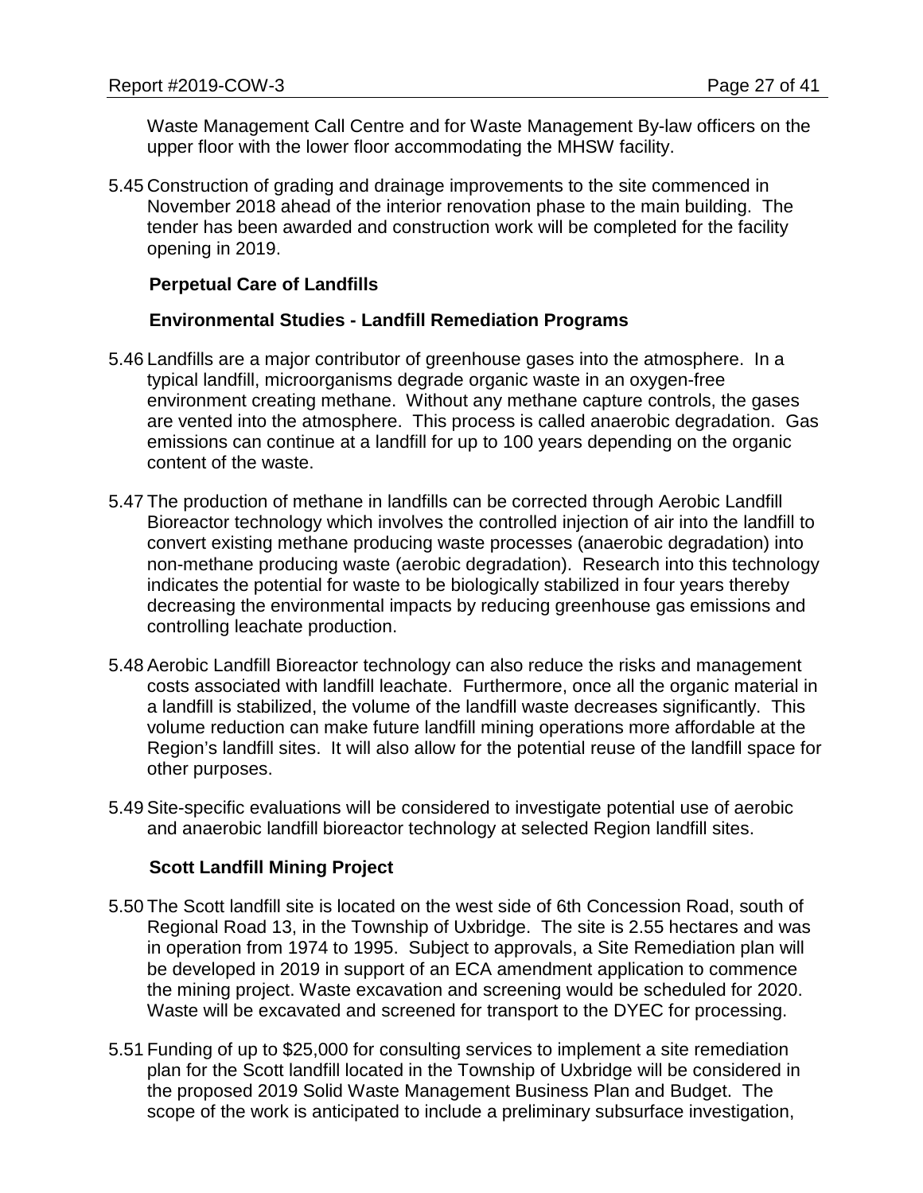Waste Management Call Centre and for Waste Management By-law officers on the upper floor with the lower floor accommodating the MHSW facility.

5.45 Construction of grading and drainage improvements to the site commenced in November 2018 ahead of the interior renovation phase to the main building. The tender has been awarded and construction work will be completed for the facility opening in 2019.

**Perpetual Care of Landfills**

**Environmental Studies - Landfill Remediation Programs**

5.46 Landfills are a major contributor of greenhouse gases into the atmosphere. In a typical landfill, microorganisms degrade organic waste in an oxygen-free environment creating methane. Without any methane capture controls, the gases are vented into the atmosphere. This process is called anaerobic degradation. Gas emissions can continue at a landfill for up to 100 years depending on the organic content of the waste.

5.47 The production of methane in landfills can be corrected through Aerobic Landfill Bioreactor technology which involves the controlled injection of air into the landfill to convert existing methane producing waste processes (anaerobic degradation) into non-methane producing waste (aerobic degradation). Research into this technology indicates the potential for waste to be biologically stabilized in four years thereby decreasing the environmental impacts by reducing greenhouse gas emissions and controlling leachate production.

5.48 Aerobic Landfill Bioreactor technology can also reduce the risks and management costs associated with landfill leachate. Furthermore, once all the organic material in a landfill is stabilized, the volume of the landfill waste decreases significantly. This volume reduction can make future landfill mining operations more affordable at the Region's landfill sites. It will also allow for the potential reuse of the landfill space for other purposes.

5.49 Site-specific evaluations will be considered to investigate potential use of aerobic and anaerobic landfill bioreactor technology at selected Region landfill sites.

**Scott Landfill Mining Project**

5.50 The Scott landfill site is located on the west side of 6th Concession Road, south of Regional Road 13, in the Township of Uxbridge. The site is 2.55 hectares and was in operation from 1974 to 1995. Subject to approvals, a Site Remediation plan will be developed in 2019 in support of an ECA amendment application to commence the mining project. Waste excavation and screening would be scheduled for 2020. Waste will be excavated and screened for transport to the DYEC for processing.

5.51 Funding of up to $25,000 for consulting services to implement a site remediation plan for the Scott landfill located in the Township of Uxbridge will be considered in the proposed 2019 Solid Waste Management Business Plan and Budget. The scope of the work is anticipated to include a preliminary subsurface investigation,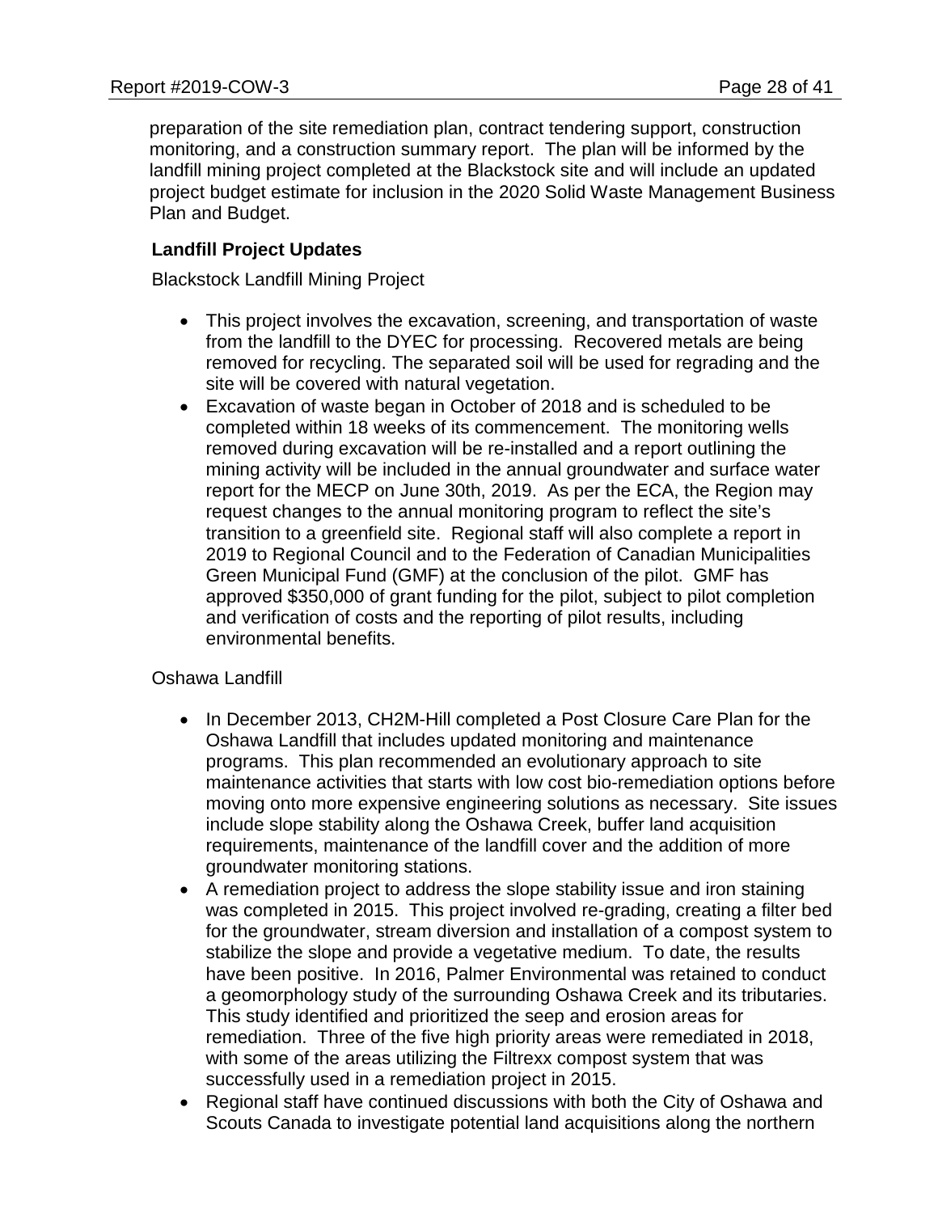preparation of the site remediation plan, contract tendering support, construction monitoring, and a construction summary report. The plan will be informed by the landfill mining project completed at the Blackstock site and will include an updated project budget estimate for inclusion in the 2020 Solid Waste Management Business Plan and Budget.

### Landfill Project Updates

Blackstock Landfill Mining Project

- This project involves the excavation, screening, and transportation of waste from the landfill to the DYEC for processing. Recovered metals are being removed for recycling. The separated soil will be used for regrading and the site will be covered with natural vegetation.
- Excavation of waste began in October of 2018 and is scheduled to be completed within 18 weeks of its commencement. The monitoring wells removed during excavation will be re-installed and a report outlining the mining activity will be included in the annual groundwater and surface water report for the MECP on June 30th, 2019. As per the ECA, the Region may request changes to the annual monitoring program to reflect the site's transition to a greenfield site. Regional staff will also complete a report in 2019 to Regional Council and to the Federation of Canadian Municipalities Green Municipal Fund (GMF) at the conclusion of the pilot. GMF has approved $350,000 of grant funding for the pilot, subject to pilot completion and verification of costs and the reporting of pilot results, including environmental benefits.

Oshawa Landfill

- In December 2013, CH2M-Hill completed a Post Closure Care Plan for the Oshawa Landfill that includes updated monitoring and maintenance programs. This plan recommended an evolutionary approach to site maintenance activities that starts with low cost bio-remediation options before moving onto more expensive engineering solutions as necessary. Site issues include slope stability along the Oshawa Creek, buffer land acquisition requirements, maintenance of the landfill cover and the addition of more groundwater monitoring stations.
- A remediation project to address the slope stability issue and iron staining was completed in 2015. This project involved re-grading, creating a filter bed for the groundwater, stream diversion and installation of a compost system to stabilize the slope and provide a vegetative medium. To date, the results have been positive. In 2016, Palmer Environmental was retained to conduct a geomorphology study of the surrounding Oshawa Creek and its tributaries. This study identified and prioritized the seep and erosion areas for remediation. Three of the five high priority areas were remediated in 2018, with some of the areas utilizing the Filtrexx compost system that was successfully used in a remediation project in 2015.
- Regional staff have continued discussions with both the City of Oshawa and Scouts Canada to investigate potential land acquisitions along the northern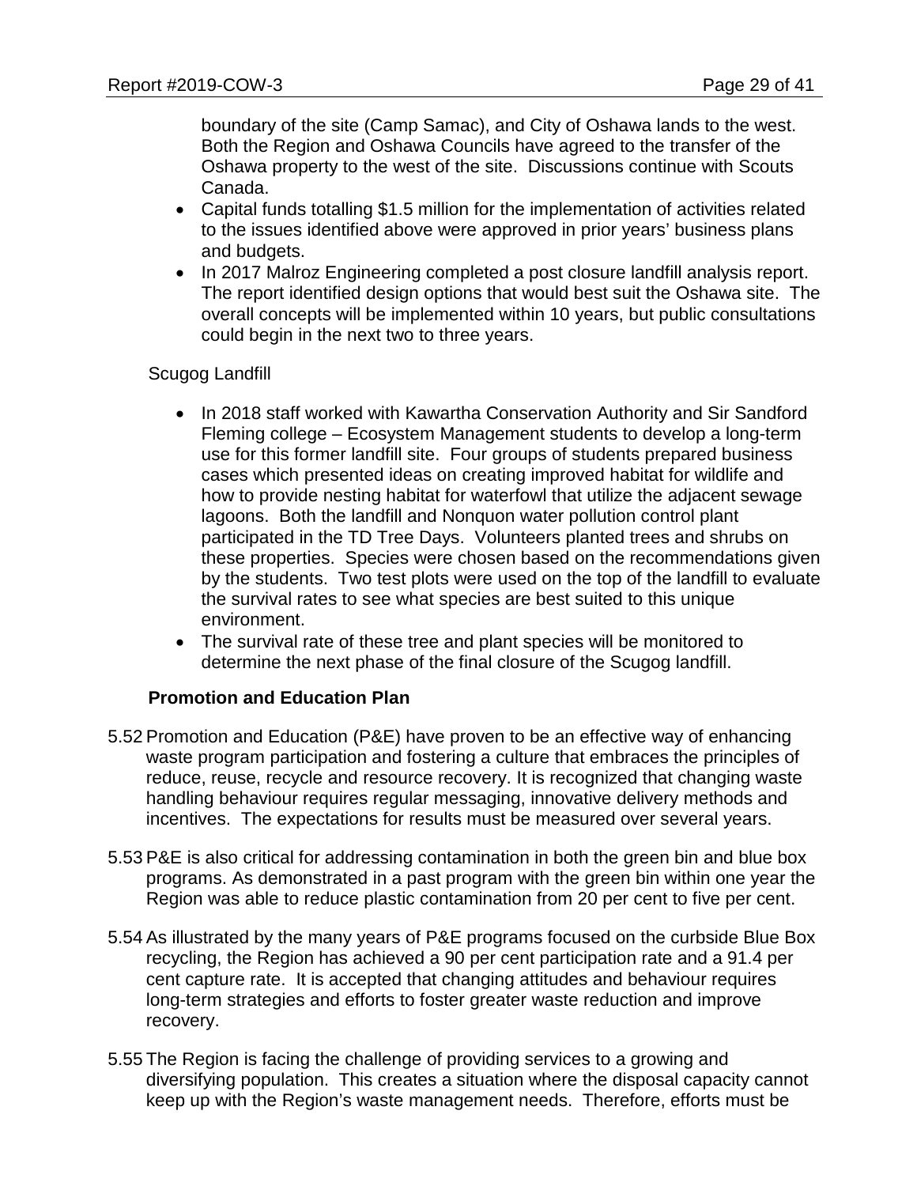boundary of the site (Camp Samac), and City of Oshawa lands to the west. Both the Region and Oshawa Councils have agreed to the transfer of the Oshawa property to the west of the site. Discussions continue with Scouts Canada.

- Capital funds totalling $1.5 million for the implementation of activities related to the issues identified above were approved in prior years' business plans and budgets.
- In 2017 Malroz Engineering completed a post closure landfill analysis report. The report identified design options that would best suit the Oshawa site. The overall concepts will be implemented within 10 years, but public consultations could begin in the next two to three years.

Scugog Landfill

- In 2018 staff worked with Kawartha Conservation Authority and Sir Sandford Fleming college – Ecosystem Management students to develop a long-term use for this former landfill site. Four groups of students prepared business cases which presented ideas on creating improved habitat for wildlife and how to provide nesting habitat for waterfowl that utilize the adjacent sewage lagoons. Both the landfill and Nonquon water pollution control plant participated in the TD Tree Days. Volunteers planted trees and shrubs on these properties. Species were chosen based on the recommendations given by the students. Two test plots were used on the top of the landfill to evaluate the survival rates to see what species are best suited to this unique environment.
- The survival rate of these tree and plant species will be monitored to determine the next phase of the final closure of the Scugog landfill.

**Promotion and Education Plan**

5.52 Promotion and Education (P&E) have proven to be an effective way of enhancing waste program participation and fostering a culture that embraces the principles of reduce, reuse, recycle and resource recovery. It is recognized that changing waste handling behaviour requires regular messaging, innovative delivery methods and incentives. The expectations for results must be measured over several years.

5.53 P&E is also critical for addressing contamination in both the green bin and blue box programs. As demonstrated in a past program with the green bin within one year the Region was able to reduce plastic contamination from 20 per cent to five per cent.

5.54 As illustrated by the many years of P&E programs focused on the curbside Blue Box recycling, the Region has achieved a 90 per cent participation rate and a 91.4 per cent capture rate. It is accepted that changing attitudes and behaviour requires long-term strategies and efforts to foster greater waste reduction and improve recovery.

5.55 The Region is facing the challenge of providing services to a growing and diversifying population. This creates a situation where the disposal capacity cannot keep up with the Region's waste management needs. Therefore, efforts must be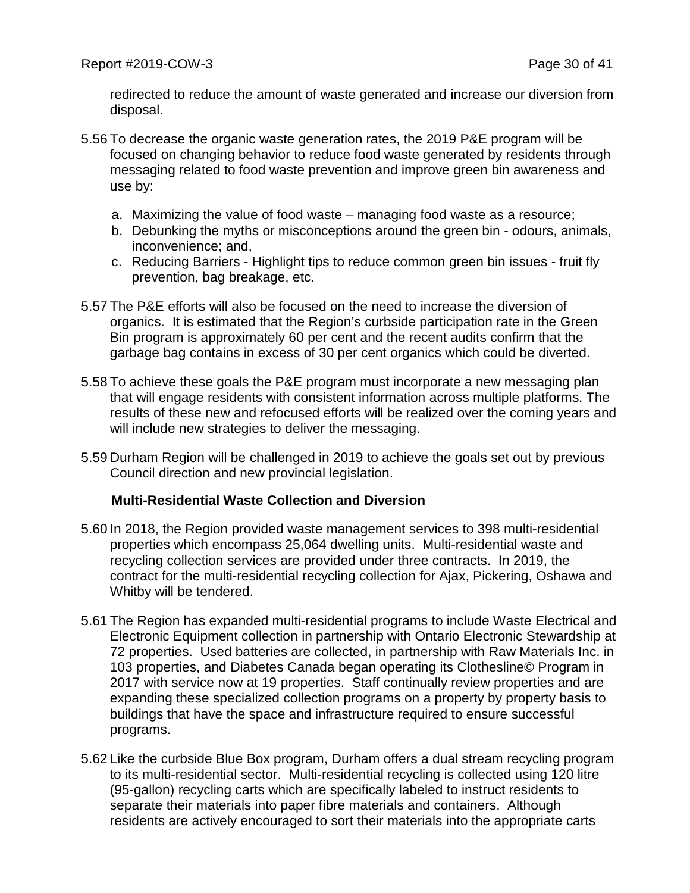redirected to reduce the amount of waste generated and increase our diversion from disposal.

5.56 To decrease the organic waste generation rates, the 2019 P&E program will be focused on changing behavior to reduce food waste generated by residents through messaging related to food waste prevention and improve green bin awareness and use by:

a. Maximizing the value of food waste – managing food waste as a resource;
b. Debunking the myths or misconceptions around the green bin - odours, animals, inconvenience; and,
c. Reducing Barriers - Highlight tips to reduce common green bin issues - fruit fly prevention, bag breakage, etc.

5.57 The P&E efforts will also be focused on the need to increase the diversion of organics. It is estimated that the Region's curbside participation rate in the Green Bin program is approximately 60 per cent and the recent audits confirm that the garbage bag contains in excess of 30 per cent organics which could be diverted.

5.58 To achieve these goals the P&E program must incorporate a new messaging plan that will engage residents with consistent information across multiple platforms. The results of these new and refocused efforts will be realized over the coming years and will include new strategies to deliver the messaging.

5.59 Durham Region will be challenged in 2019 to achieve the goals set out by previous Council direction and new provincial legislation.

**Multi-Residential Waste Collection and Diversion**

5.60 In 2018, the Region provided waste management services to 398 multi-residential properties which encompass 25,064 dwelling units. Multi-residential waste and recycling collection services are provided under three contracts. In 2019, the contract for the multi-residential recycling collection for Ajax, Pickering, Oshawa and Whitby will be tendered.

5.61 The Region has expanded multi-residential programs to include Waste Electrical and Electronic Equipment collection in partnership with Ontario Electronic Stewardship at 72 properties. Used batteries are collected, in partnership with Raw Materials Inc. in 103 properties, and Diabetes Canada began operating its Clothesline© Program in 2017 with service now at 19 properties. Staff continually review properties and are expanding these specialized collection programs on a property by property basis to buildings that have the space and infrastructure required to ensure successful programs.

5.62 Like the curbside Blue Box program, Durham offers a dual stream recycling program to its multi-residential sector. Multi-residential recycling is collected using 120 litre (95-gallon) recycling carts which are specifically labeled to instruct residents to separate their materials into paper fibre materials and containers. Although residents are actively encouraged to sort their materials into the appropriate carts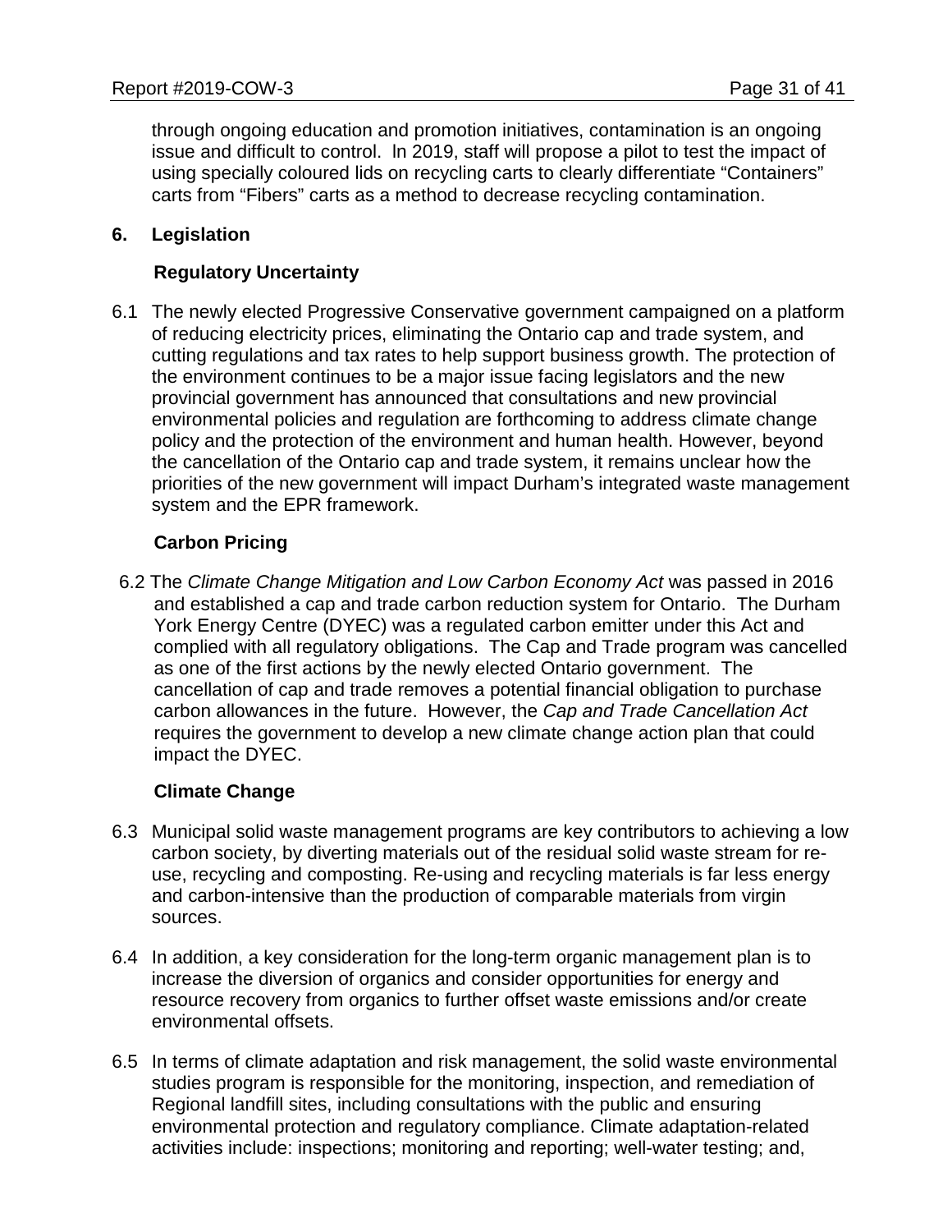through ongoing education and promotion initiatives, contamination is an ongoing issue and difficult to control. In 2019, staff will propose a pilot to test the impact of using specially coloured lids on recycling carts to clearly differentiate "Containers" carts from "Fibers" carts as a method to decrease recycling contamination.

## 6. Legislation

### Regulatory Uncertainty

6.1 The newly elected Progressive Conservative government campaigned on a platform of reducing electricity prices, eliminating the Ontario cap and trade system, and cutting regulations and tax rates to help support business growth. The protection of the environment continues to be a major issue facing legislators and the new provincial government has announced that consultations and new provincial environmental policies and regulation are forthcoming to address climate change policy and the protection of the environment and human health. However, beyond the cancellation of the Ontario cap and trade system, it remains unclear how the priorities of the new government will impact Durham's integrated waste management system and the EPR framework.

### Carbon Pricing

6.2 The *Climate Change Mitigation and Low Carbon Economy Act* was passed in 2016 and established a cap and trade carbon reduction system for Ontario. The Durham York Energy Centre (DYEC) was a regulated carbon emitter under this Act and complied with all regulatory obligations. The Cap and Trade program was cancelled as one of the first actions by the newly elected Ontario government. The cancellation of cap and trade removes a potential financial obligation to purchase carbon allowances in the future. However, the *Cap and Trade Cancellation Act* requires the government to develop a new climate change action plan that could impact the DYEC.

### Climate Change

6.3 Municipal solid waste management programs are key contributors to achieving a low carbon society, by diverting materials out of the residual solid waste stream for re-use, recycling and composting. Re-using and recycling materials is far less energy and carbon-intensive than the production of comparable materials from virgin sources.

6.4 In addition, a key consideration for the long-term organic management plan is to increase the diversion of organics and consider opportunities for energy and resource recovery from organics to further offset waste emissions and/or create environmental offsets.

6.5 In terms of climate adaptation and risk management, the solid waste environmental studies program is responsible for the monitoring, inspection, and remediation of Regional landfill sites, including consultations with the public and ensuring environmental protection and regulatory compliance. Climate adaptation-related activities include: inspections; monitoring and reporting; well-water testing; and,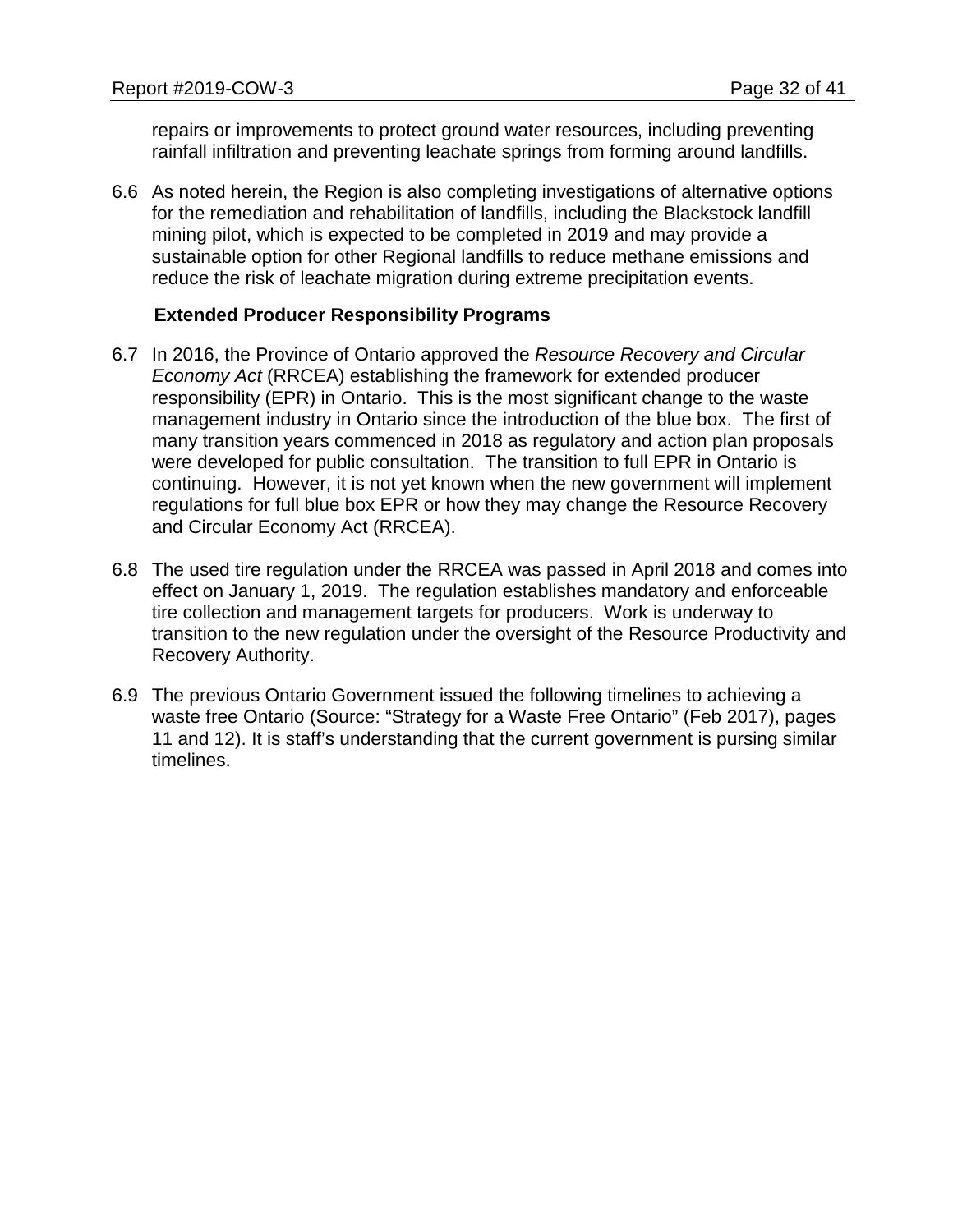repairs or improvements to protect ground water resources, including preventing rainfall infiltration and preventing leachate springs from forming around landfills.

6.6 As noted herein, the Region is also completing investigations of alternative options for the remediation and rehabilitation of landfills, including the Blackstock landfill mining pilot, which is expected to be completed in 2019 and may provide a sustainable option for other Regional landfills to reduce methane emissions and reduce the risk of leachate migration during extreme precipitation events.

**Extended Producer Responsibility Programs**

6.7 In 2016, the Province of Ontario approved the *Resource Recovery and Circular Economy Act* (RRCEA) establishing the framework for extended producer responsibility (EPR) in Ontario. This is the most significant change to the waste management industry in Ontario since the introduction of the blue box. The first of many transition years commenced in 2018 as regulatory and action plan proposals were developed for public consultation. The transition to full EPR in Ontario is continuing. However, it is not yet known when the new government will implement regulations for full blue box EPR or how they may change the Resource Recovery and Circular Economy Act (RRCEA).

6.8 The used tire regulation under the RRCEA was passed in April 2018 and comes into effect on January 1, 2019. The regulation establishes mandatory and enforceable tire collection and management targets for producers. Work is underway to transition to the new regulation under the oversight of the Resource Productivity and Recovery Authority.

6.9 The previous Ontario Government issued the following timelines to achieving a waste free Ontario (Source: “Strategy for a Waste Free Ontario” (Feb 2017), pages 11 and 12). It is staff’s understanding that the current government is pursing similar timelines.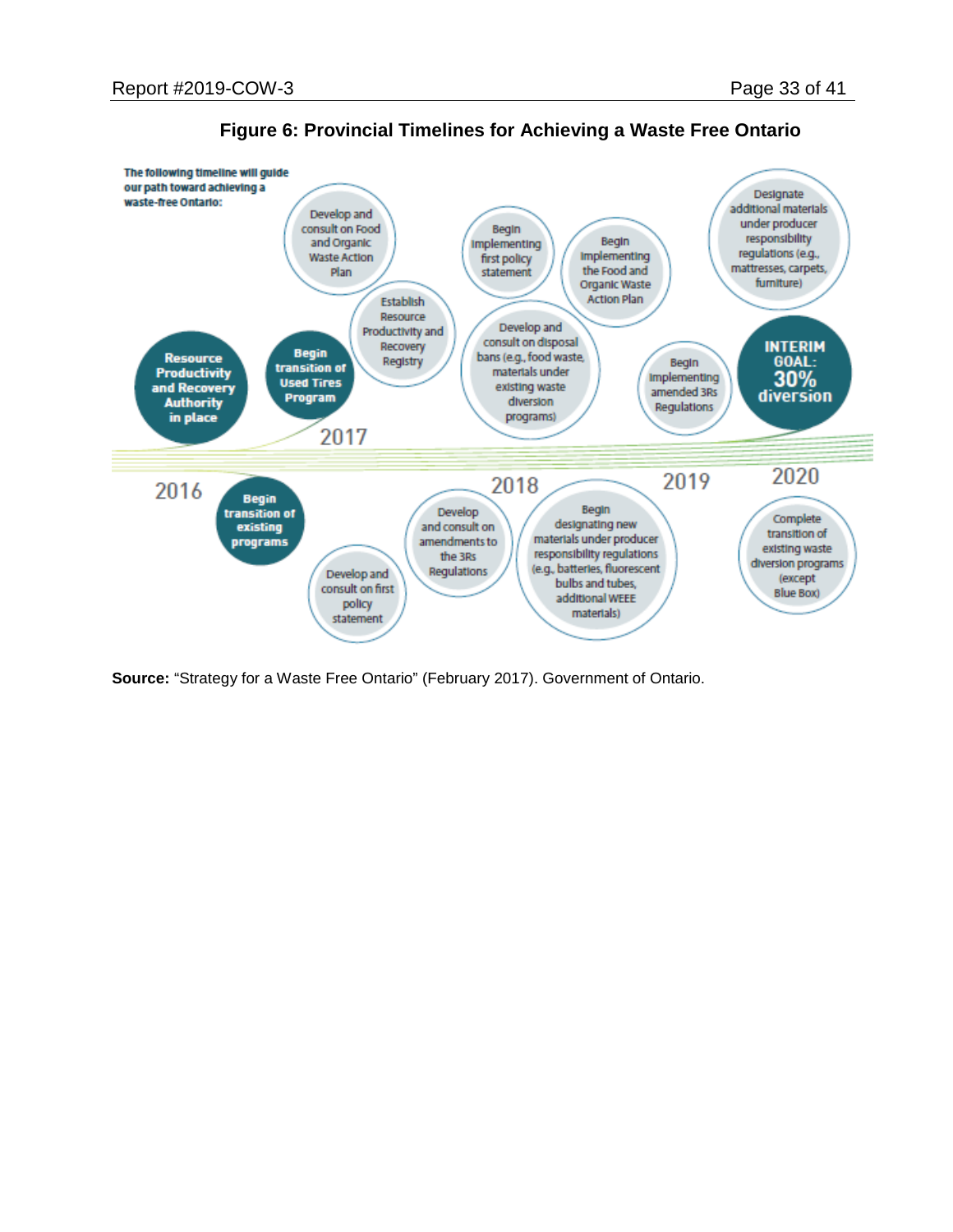**Figure 6: Provincial Timelines for Achieving a Waste Free Ontario**

The following timeline will guide our path toward achieving a waste-free Ontario:

**2016**

- Resource Productivity and Recovery Authority in place
- Begin transition of existing programs

**2017**

- Begin transition of Used Tires Program
- Develop and consult on Food and Organic Waste Action Plan
- Establish Resource Productivity and Recovery Registry
- Develop and consult on first policy statement

**2018**

- Begin implementing first policy statement
- Develop and consult on disposal bans (e.g., food waste, materials under existing waste diversion programs)
- Develop and consult on amendments to the 3Rs Regulations
- Begin designating new materials under producer responsibility regulations (e.g., batteries, fluorescent bulbs and tubes, additional WEEE materials)

**2019**

- Begin implementing the Food and Organic Waste Action Plan
- Begin implementing amended 3Rs Regulations

**2020**

- Designate additional materials under producer responsibility regulations (e.g., mattresses, carpets, furniture)
- INTERIM GOAL: 30% diversion
- Complete transition of existing waste diversion programs (except Blue Box)

**Source:** "Strategy for a Waste Free Ontario" (February 2017). Government of Ontario.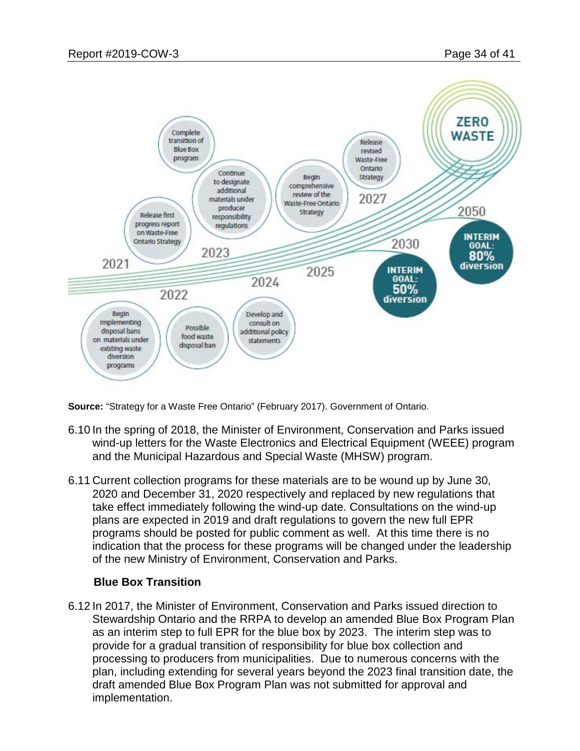2021 – Release first progress report on Waste-Free Ontario Strategy

2022 – Begin implementing disposal bans on materials under existing waste diversion programs

2022 – Possible food waste disposal ban

2023 – Complete transition of Blue Box program

2023 – Continue to designate additional materials under producer responsibility regulations

2024 – Develop and consult on additional policy statements

2025 – Begin comprehensive review of the Waste-Free Ontario Strategy

2027 – Release revised Waste-Free Ontario Strategy

2030 – INTERIM GOAL: 50% diversion

2050 – INTERIM GOAL: 80% diversion

ZERO WASTE

**Source:** "Strategy for a Waste Free Ontario" (February 2017). Government of Ontario.

6.10 In the spring of 2018, the Minister of Environment, Conservation and Parks issued wind-up letters for the Waste Electronics and Electrical Equipment (WEEE) program and the Municipal Hazardous and Special Waste (MHSW) program.

6.11 Current collection programs for these materials are to be wound up by June 30, 2020 and December 31, 2020 respectively and replaced by new regulations that take effect immediately following the wind-up date. Consultations on the wind-up plans are expected in 2019 and draft regulations to govern the new full EPR programs should be posted for public comment as well. At this time there is no indication that the process for these programs will be changed under the leadership of the new Ministry of Environment, Conservation and Parks.

**Blue Box Transition**

6.12 In 2017, the Minister of Environment, Conservation and Parks issued direction to Stewardship Ontario and the RRPA to develop an amended Blue Box Program Plan as an interim step to full EPR for the blue box by 2023. The interim step was to provide for a gradual transition of responsibility for blue box collection and processing to producers from municipalities. Due to numerous concerns with the plan, including extending for several years beyond the 2023 final transition date, the draft amended Blue Box Program Plan was not submitted for approval and implementation.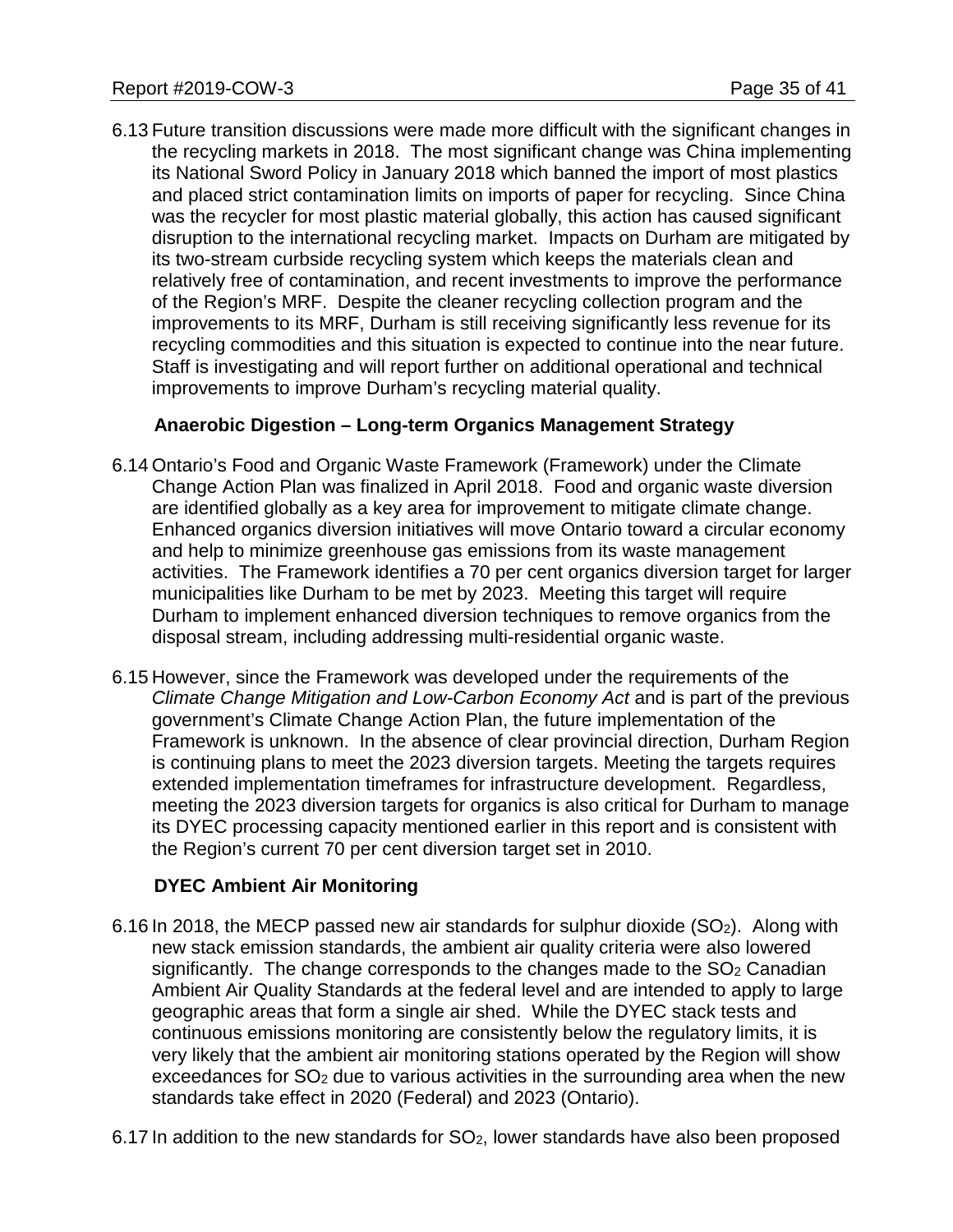6.13 Future transition discussions were made more difficult with the significant changes in the recycling markets in 2018. The most significant change was China implementing its National Sword Policy in January 2018 which banned the import of most plastics and placed strict contamination limits on imports of paper for recycling. Since China was the recycler for most plastic material globally, this action has caused significant disruption to the international recycling market. Impacts on Durham are mitigated by its two-stream curbside recycling system which keeps the materials clean and relatively free of contamination, and recent investments to improve the performance of the Region's MRF. Despite the cleaner recycling collection program and the improvements to its MRF, Durham is still receiving significantly less revenue for its recycling commodities and this situation is expected to continue into the near future. Staff is investigating and will report further on additional operational and technical improvements to improve Durham's recycling material quality.

**Anaerobic Digestion – Long-term Organics Management Strategy**

6.14 Ontario's Food and Organic Waste Framework (Framework) under the Climate Change Action Plan was finalized in April 2018. Food and organic waste diversion are identified globally as a key area for improvement to mitigate climate change. Enhanced organics diversion initiatives will move Ontario toward a circular economy and help to minimize greenhouse gas emissions from its waste management activities. The Framework identifies a 70 per cent organics diversion target for larger municipalities like Durham to be met by 2023. Meeting this target will require Durham to implement enhanced diversion techniques to remove organics from the disposal stream, including addressing multi-residential organic waste.

6.15 However, since the Framework was developed under the requirements of the *Climate Change Mitigation and Low-Carbon Economy Act* and is part of the previous government's Climate Change Action Plan, the future implementation of the Framework is unknown. In the absence of clear provincial direction, Durham Region is continuing plans to meet the 2023 diversion targets. Meeting the targets requires extended implementation timeframes for infrastructure development. Regardless, meeting the 2023 diversion targets for organics is also critical for Durham to manage its DYEC processing capacity mentioned earlier in this report and is consistent with the Region's current 70 per cent diversion target set in 2010.

**DYEC Ambient Air Monitoring**

6.16 In 2018, the MECP passed new air standards for sulphur dioxide ($SO_2$). Along with new stack emission standards, the ambient air quality criteria were also lowered significantly. The change corresponds to the changes made to the $SO_2$ Canadian Ambient Air Quality Standards at the federal level and are intended to apply to large geographic areas that form a single air shed. While the DYEC stack tests and continuous emissions monitoring are consistently below the regulatory limits, it is very likely that the ambient air monitoring stations operated by the Region will show exceedances for $SO_2$ due to various activities in the surrounding area when the new standards take effect in 2020 (Federal) and 2023 (Ontario).

6.17 In addition to the new standards for $SO_2$, lower standards have also been proposed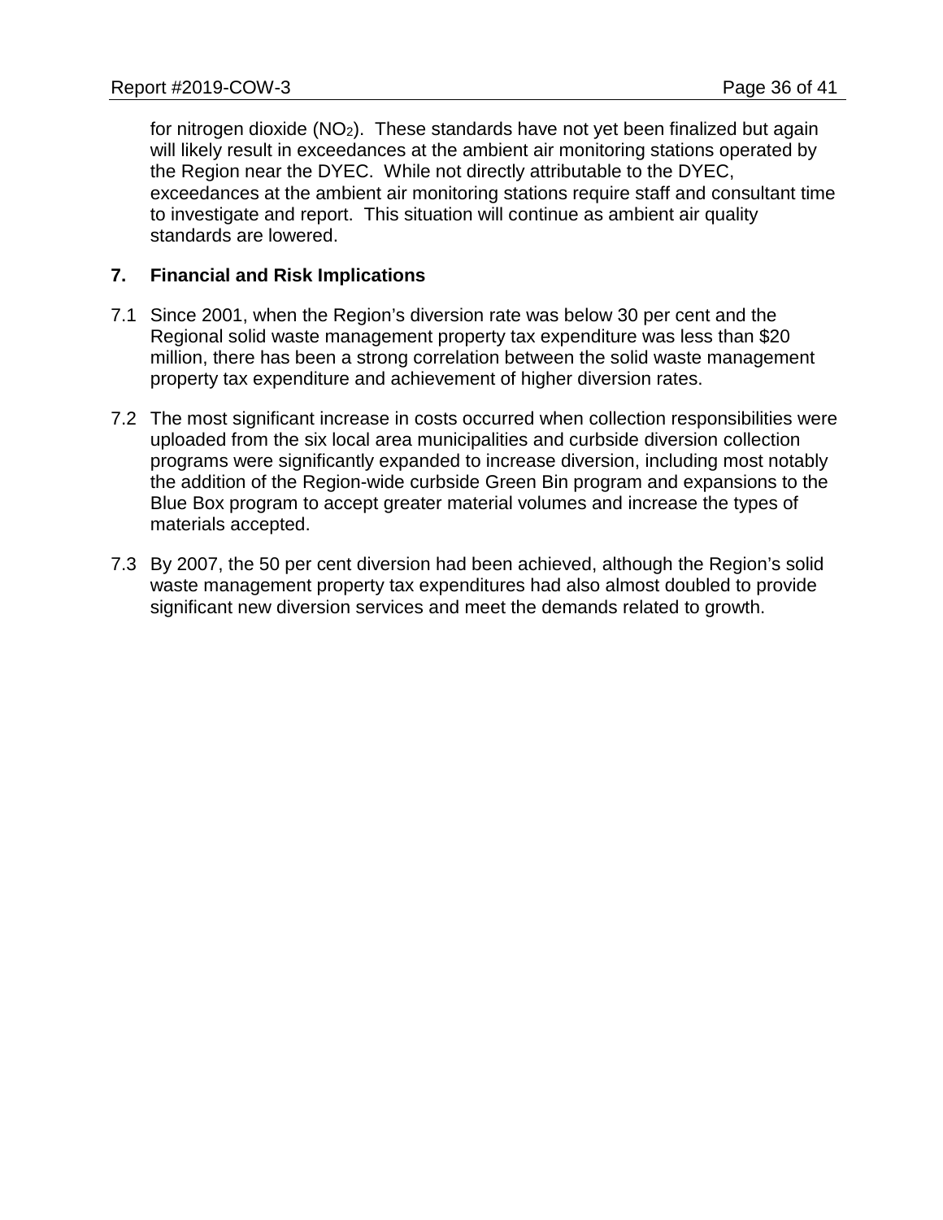for nitrogen dioxide ($NO_2$). These standards have not yet been finalized but again will likely result in exceedances at the ambient air monitoring stations operated by the Region near the DYEC. While not directly attributable to the DYEC, exceedances at the ambient air monitoring stations require staff and consultant time to investigate and report. This situation will continue as ambient air quality standards are lowered.

## 7. Financial and Risk Implications

7.1 Since 2001, when the Region's diversion rate was below 30 per cent and the Regional solid waste management property tax expenditure was less than $20 million, there has been a strong correlation between the solid waste management property tax expenditure and achievement of higher diversion rates.

7.2 The most significant increase in costs occurred when collection responsibilities were uploaded from the six local area municipalities and curbside diversion collection programs were significantly expanded to increase diversion, including most notably the addition of the Region-wide curbside Green Bin program and expansions to the Blue Box program to accept greater material volumes and increase the types of materials accepted.

7.3 By 2007, the 50 per cent diversion had been achieved, although the Region's solid waste management property tax expenditures had also almost doubled to provide significant new diversion services and meet the demands related to growth.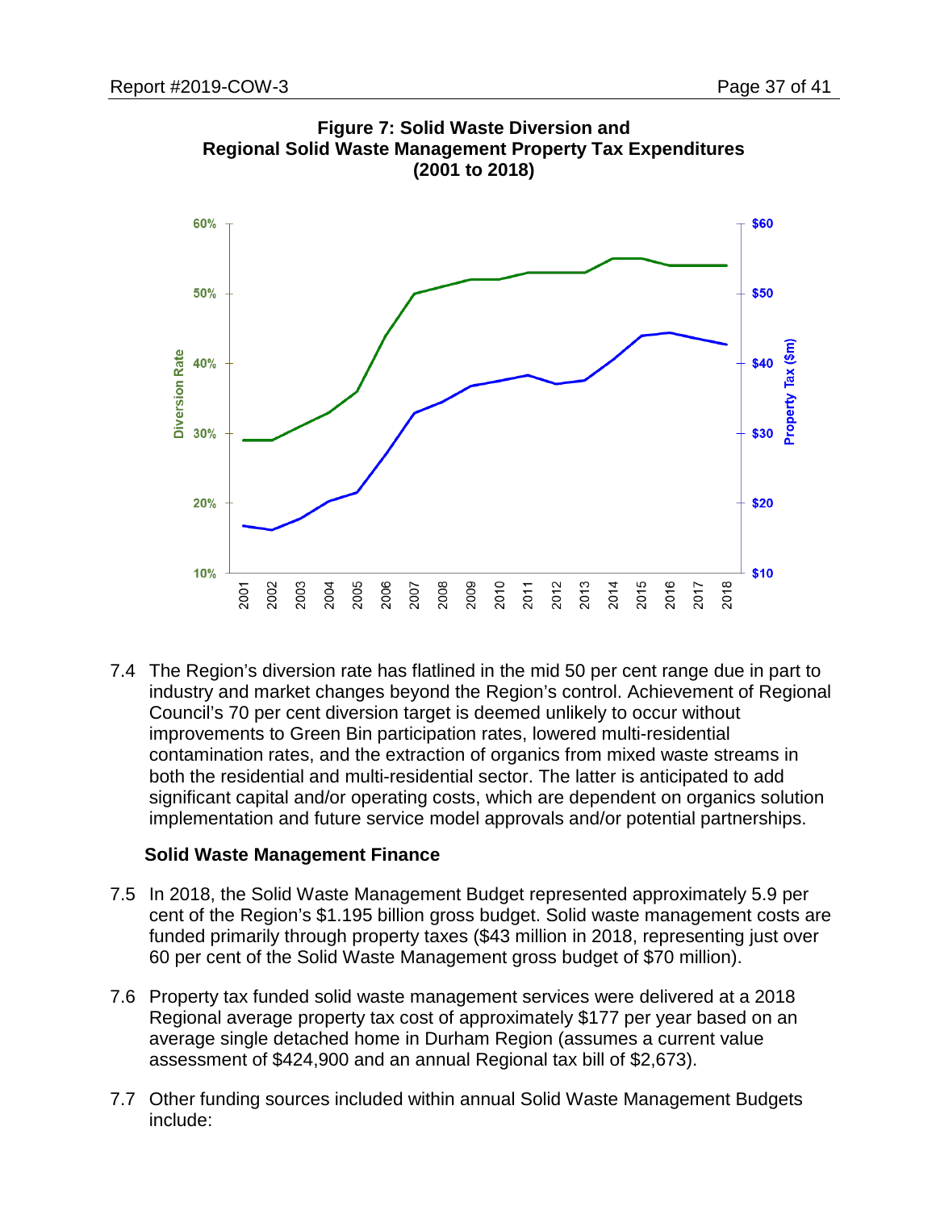**Figure 7: Solid Waste Diversion and Regional Solid Waste Management Property Tax Expenditures (2001 to 2018)**

7.4 The Region's diversion rate has flatlined in the mid 50 per cent range due in part to industry and market changes beyond the Region's control. Achievement of Regional Council's 70 per cent diversion target is deemed unlikely to occur without improvements to Green Bin participation rates, lowered multi-residential contamination rates, and the extraction of organics from mixed waste streams in both the residential and multi-residential sector. The latter is anticipated to add significant capital and/or operating costs, which are dependent on organics solution implementation and future service model approvals and/or potential partnerships.

### Solid Waste Management Finance

7.5 In 2018, the Solid Waste Management Budget represented approximately 5.9 per cent of the Region's $1.195 billion gross budget. Solid waste management costs are funded primarily through property taxes ($43 million in 2018, representing just over 60 per cent of the Solid Waste Management gross budget of $70 million).

7.6 Property tax funded solid waste management services were delivered at a 2018 Regional average property tax cost of approximately $177 per year based on an average single detached home in Durham Region (assumes a current value assessment of $424,900 and an annual Regional tax bill of $2,673).

7.7 Other funding sources included within annual Solid Waste Management Budgets include: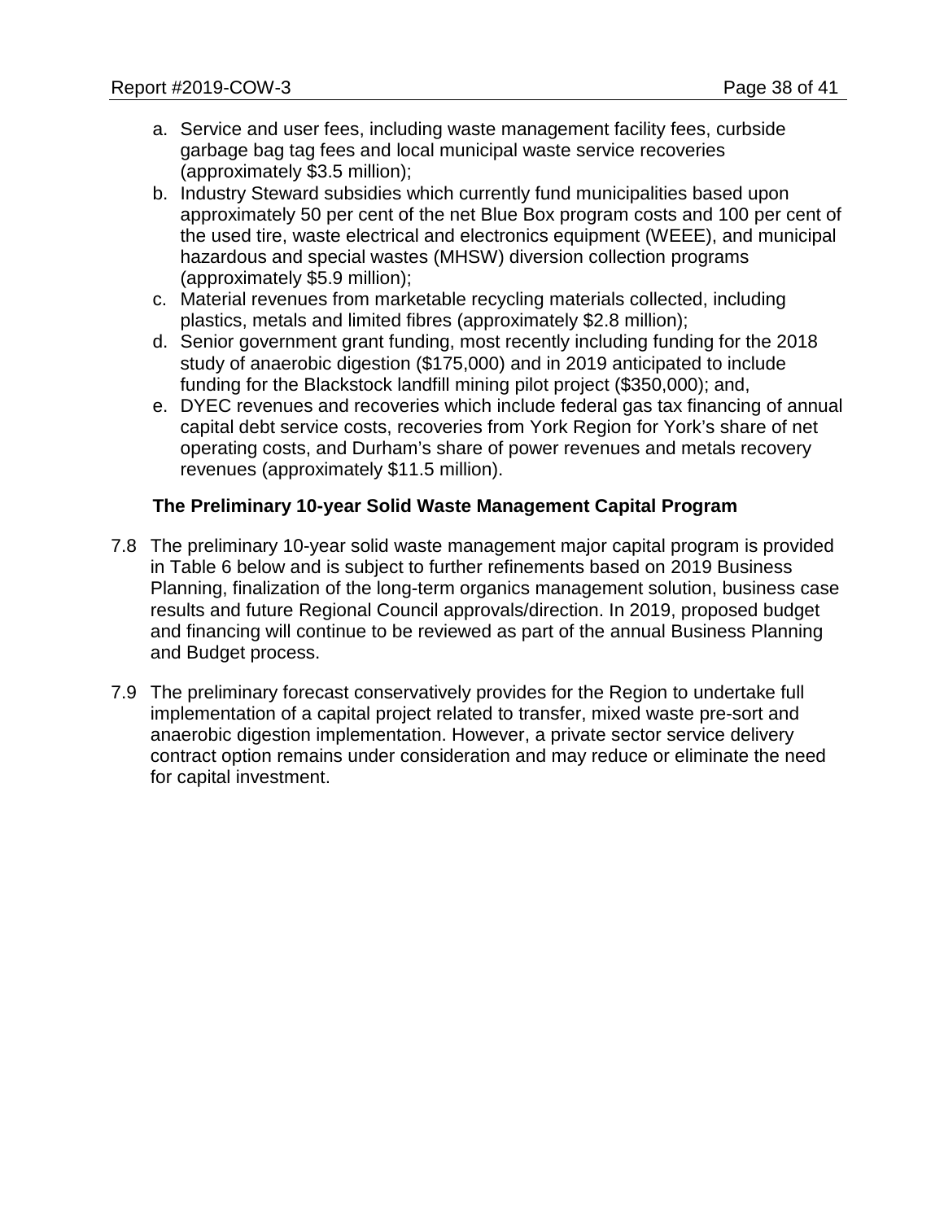a. Service and user fees, including waste management facility fees, curbside garbage bag tag fees and local municipal waste service recoveries (approximately $3.5 million);
b. Industry Steward subsidies which currently fund municipalities based upon approximately 50 per cent of the net Blue Box program costs and 100 per cent of the used tire, waste electrical and electronics equipment (WEEE), and municipal hazardous and special wastes (MHSW) diversion collection programs (approximately $5.9 million);
c. Material revenues from marketable recycling materials collected, including plastics, metals and limited fibres (approximately $2.8 million);
d. Senior government grant funding, most recently including funding for the 2018 study of anaerobic digestion ($175,000) and in 2019 anticipated to include funding for the Blackstock landfill mining pilot project ($350,000); and,
e. DYEC revenues and recoveries which include federal gas tax financing of annual capital debt service costs, recoveries from York Region for York's share of net operating costs, and Durham's share of power revenues and metals recovery revenues (approximately $11.5 million).

**The Preliminary 10-year Solid Waste Management Capital Program**

7.8 The preliminary 10-year solid waste management major capital program is provided in Table 6 below and is subject to further refinements based on 2019 Business Planning, finalization of the long-term organics management solution, business case results and future Regional Council approvals/direction. In 2019, proposed budget and financing will continue to be reviewed as part of the annual Business Planning and Budget process.

7.9 The preliminary forecast conservatively provides for the Region to undertake full implementation of a capital project related to transfer, mixed waste pre-sort and anaerobic digestion implementation. However, a private sector service delivery contract option remains under consideration and may reduce or eliminate the need for capital investment.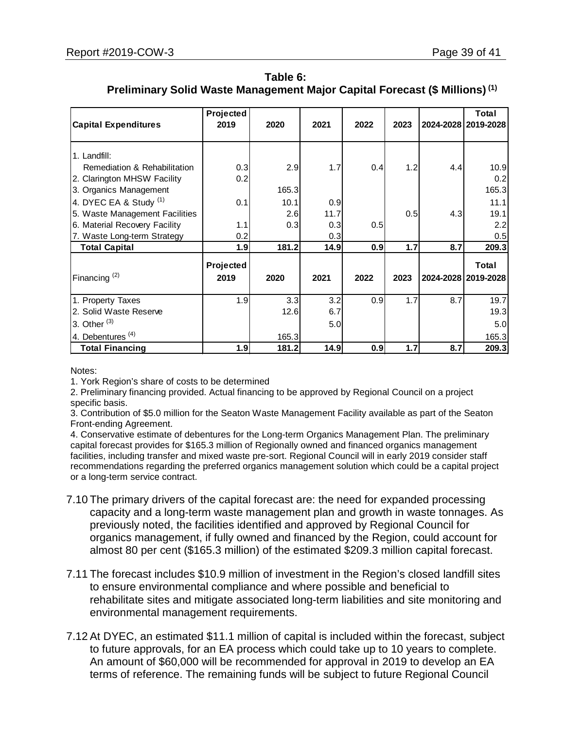**Table 6:**
**Preliminary Solid Waste Management Major Capital Forecast ($ Millions) [(1)]**

| Capital Expenditures | Projected 2019 | 2020 | 2021 | 2022 | 2023 | 2024-2028 | Total 2019-2028 |
|---|---|---|---|---|---|---|---|
| 1. Landfill: | | | | | | | |
| Remediation & Rehabilitation | 0.3 | 2.9 | 1.7 | 0.4 | 1.2 | 4.4 | 10.9 |
| 2. Clarington MHSW Facility | 0.2 | | | | | | 0.2 |
| 3. Organics Management | | 165.3 | | | | | 165.3 |
| 4. DYEC EA & Study [(1)] | 0.1 | 10.1 | 0.9 | | | | 11.1 |
| 5. Waste Management Facilities | | 2.6 | 11.7 | | 0.5 | 4.3 | 19.1 |
| 6. Material Recovery Facility | 1.1 | 0.3 | 0.3 | 0.5 | | | 2.2 |
| 7. Waste Long-term Strategy | 0.2 | | 0.3 | | | | 0.5 |
| **Total Capital** | **1.9** | **181.2** | **14.9** | **0.9** | **1.7** | **8.7** | **209.3** |
| Financing [(2)] | **Projected 2019** | **2020** | **2021** | **2022** | **2023** | **2024-2028** | **Total 2019-2028** |
| 1. Property Taxes | 1.9 | 3.3 | 3.2 | 0.9 | 1.7 | 8.7 | 19.7 |
| 2. Solid Waste Reserve | | 12.6 | 6.7 | | | | 19.3 |
| 3. Other [(3)] | | | 5.0 | | | | 5.0 |
| 4. Debentures [(4)] | | 165.3 | | | | | 165.3 |
| **Total Financing** | **1.9** | **181.2** | **14.9** | **0.9** | **1.7** | **8.7** | **209.3** |

Notes:

1. York Region's share of costs to be determined
2. Preliminary financing provided. Actual financing to be approved by Regional Council on a project specific basis.
3. Contribution of $5.0 million for the Seaton Waste Management Facility available as part of the Seaton Front-ending Agreement.
4. Conservative estimate of debentures for the Long-term Organics Management Plan. The preliminary capital forecast provides for $165.3 million of Regionally owned and financed organics management facilities, including transfer and mixed waste pre-sort. Regional Council will in early 2019 consider staff recommendations regarding the preferred organics management solution which could be a capital project or a long-term service contract.

7.10 The primary drivers of the capital forecast are: the need for expanded processing capacity and a long-term waste management plan and growth in waste tonnages. As previously noted, the facilities identified and approved by Regional Council for organics management, if fully owned and financed by the Region, could account for almost 80 per cent ($165.3 million) of the estimated $209.3 million capital forecast.

7.11 The forecast includes $10.9 million of investment in the Region's closed landfill sites to ensure environmental compliance and where possible and beneficial to rehabilitate sites and mitigate associated long-term liabilities and site monitoring and environmental management requirements.

7.12 At DYEC, an estimated $11.1 million of capital is included within the forecast, subject to future approvals, for an EA process which could take up to 10 years to complete. An amount of $60,000 will be recommended for approval in 2019 to develop an EA terms of reference. The remaining funds will be subject to future Regional Council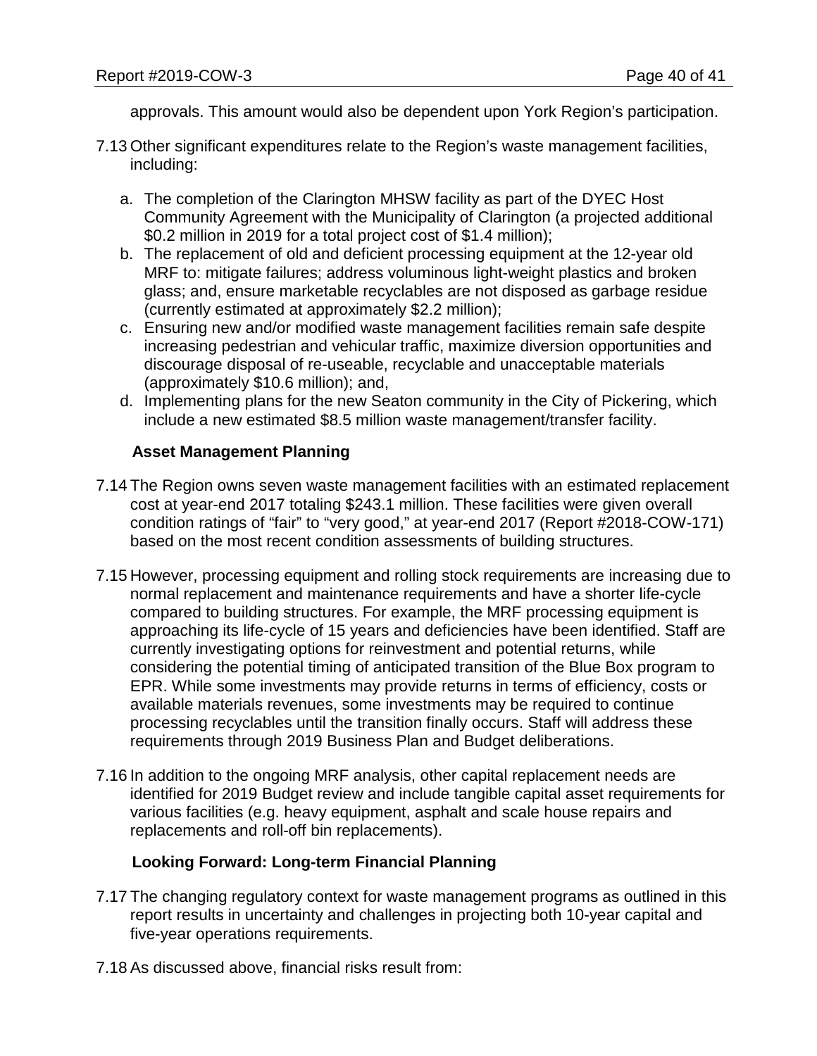approvals. This amount would also be dependent upon York Region's participation.

7.13 Other significant expenditures relate to the Region's waste management facilities, including:

a. The completion of the Clarington MHSW facility as part of the DYEC Host Community Agreement with the Municipality of Clarington (a projected additional \$0.2 million in 2019 for a total project cost of \$1.4 million);
b. The replacement of old and deficient processing equipment at the 12-year old MRF to: mitigate failures; address voluminous light-weight plastics and broken glass; and, ensure marketable recyclables are not disposed as garbage residue (currently estimated at approximately \$2.2 million);
c. Ensuring new and/or modified waste management facilities remain safe despite increasing pedestrian and vehicular traffic, maximize diversion opportunities and discourage disposal of re-useable, recyclable and unacceptable materials (approximately \$10.6 million); and,
d. Implementing plans for the new Seaton community in the City of Pickering, which include a new estimated \$8.5 million waste management/transfer facility.

**Asset Management Planning**

7.14 The Region owns seven waste management facilities with an estimated replacement cost at year-end 2017 totaling \$243.1 million. These facilities were given overall condition ratings of "fair" to "very good," at year-end 2017 (Report #2018-COW-171) based on the most recent condition assessments of building structures.

7.15 However, processing equipment and rolling stock requirements are increasing due to normal replacement and maintenance requirements and have a shorter life-cycle compared to building structures. For example, the MRF processing equipment is approaching its life-cycle of 15 years and deficiencies have been identified. Staff are currently investigating options for reinvestment and potential returns, while considering the potential timing of anticipated transition of the Blue Box program to EPR. While some investments may provide returns in terms of efficiency, costs or available materials revenues, some investments may be required to continue processing recyclables until the transition finally occurs. Staff will address these requirements through 2019 Business Plan and Budget deliberations.

7.16 In addition to the ongoing MRF analysis, other capital replacement needs are identified for 2019 Budget review and include tangible capital asset requirements for various facilities (e.g. heavy equipment, asphalt and scale house repairs and replacements and roll-off bin replacements).

**Looking Forward: Long-term Financial Planning**

7.17 The changing regulatory context for waste management programs as outlined in this report results in uncertainty and challenges in projecting both 10-year capital and five-year operations requirements.

7.18 As discussed above, financial risks result from: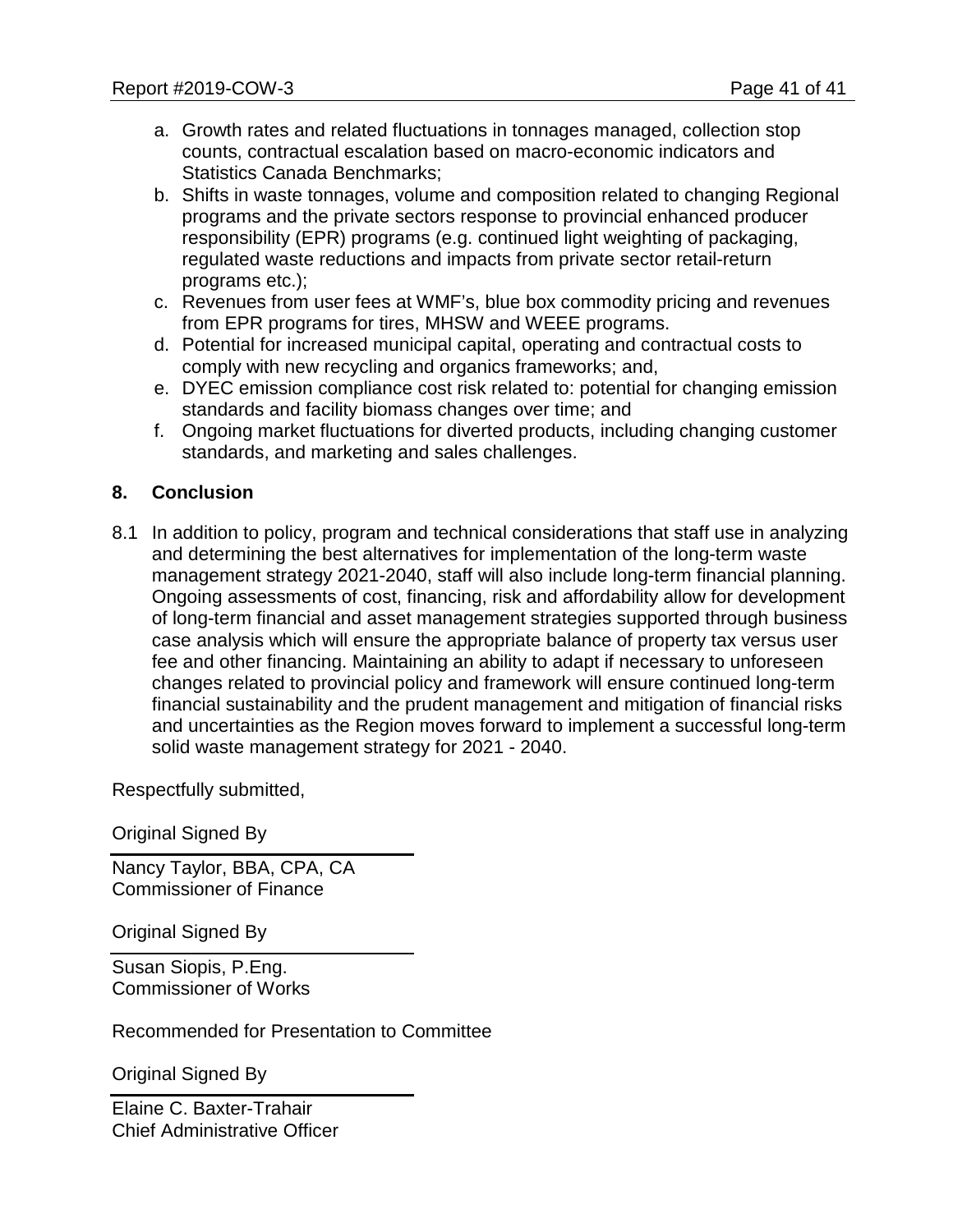a. Growth rates and related fluctuations in tonnages managed, collection stop counts, contractual escalation based on macro-economic indicators and Statistics Canada Benchmarks;
b. Shifts in waste tonnages, volume and composition related to changing Regional programs and the private sectors response to provincial enhanced producer responsibility (EPR) programs (e.g. continued light weighting of packaging, regulated waste reductions and impacts from private sector retail-return programs etc.);
c. Revenues from user fees at WMF's, blue box commodity pricing and revenues from EPR programs for tires, MHSW and WEEE programs.
d. Potential for increased municipal capital, operating and contractual costs to comply with new recycling and organics frameworks; and,
e. DYEC emission compliance cost risk related to: potential for changing emission standards and facility biomass changes over time; and
f. Ongoing market fluctuations for diverted products, including changing customer standards, and marketing and sales challenges.

## 8. Conclusion

8.1 In addition to policy, program and technical considerations that staff use in analyzing and determining the best alternatives for implementation of the long-term waste management strategy 2021-2040, staff will also include long-term financial planning. Ongoing assessments of cost, financing, risk and affordability allow for development of long-term financial and asset management strategies supported through business case analysis which will ensure the appropriate balance of property tax versus user fee and other financing. Maintaining an ability to adapt if necessary to unforeseen changes related to provincial policy and framework will ensure continued long-term financial sustainability and the prudent management and mitigation of financial risks and uncertainties as the Region moves forward to implement a successful long-term solid waste management strategy for 2021 - 2040.

Respectfully submitted,

Original Signed By

Nancy Taylor, BBA, CPA, CA
Commissioner of Finance

Original Signed By

Susan Siopis, P.Eng.
Commissioner of Works

Recommended for Presentation to Committee

Original Signed By

Elaine C. Baxter-Trahair
Chief Administrative Officer